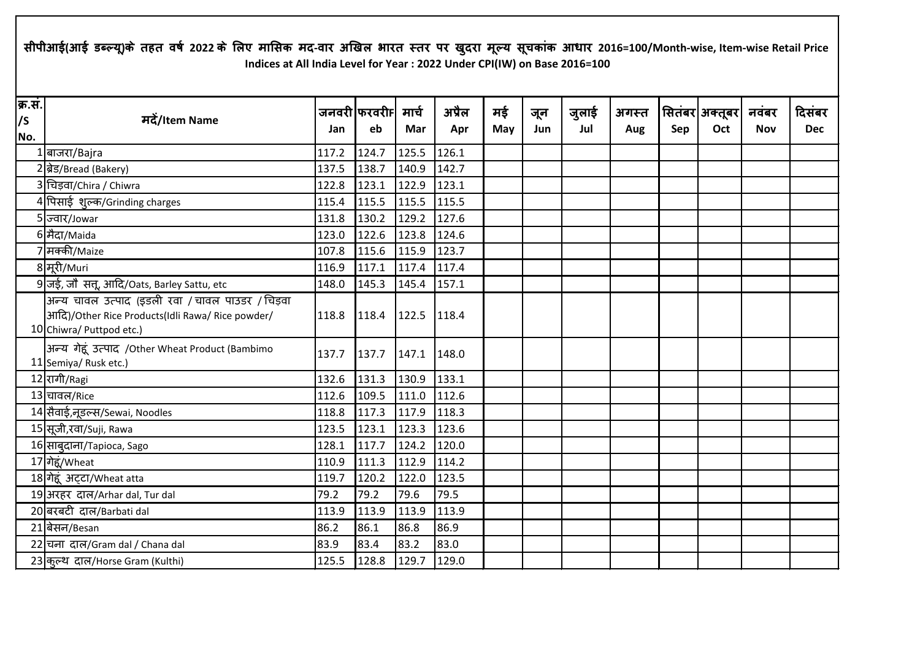# सीपीआई(आई डब्ल्यू)के तहत वर्ष 2022 के लिए मासिक मद-वार अखिल भारत स्तर पर खुदरा मूल्य सूचकांक आधार 2016=100/Month-wise, Item-wise Retail Price Indices at All India Level for Year : 2022 Under CPI(IW) on Base 2016=100

| क्र.सं./S No. | मदें/Item Name | जनवरी Jan | फरवरी Feb | मार्च Mar | अप्रैल Apr | मई May | जून Jun | जुलाई Jul | अगस्त Aug | सितंबर Sep | अक्तूबर Oct | नवंबर Nov | दिसंबर Dec |
|---|---|---|---|---|---|---|---|---|---|---|---|---|---|
| 1 | बाजरा/Bajra | 117.2 | 124.7 | 125.5 | 126.1 | | | | | | | | |
| 2 | ब्रेड/Bread (Bakery) | 137.5 | 138.7 | 140.9 | 142.7 | | | | | | | | |
| 3 | चिड़वा/Chira / Chiwra | 122.8 | 123.1 | 122.9 | 123.1 | | | | | | | | |
| 4 | पिसाई शुल्क/Grinding charges | 115.4 | 115.5 | 115.5 | 115.5 | | | | | | | | |
| 5 | ज्वार/Jowar | 131.8 | 130.2 | 129.2 | 127.6 | | | | | | | | |
| 6 | मैदा/Maida | 123.0 | 122.6 | 123.8 | 124.6 | | | | | | | | |
| 7 | मक्की/Maize | 107.8 | 115.6 | 115.9 | 123.7 | | | | | | | | |
| 8 | मूरी/Muri | 116.9 | 117.1 | 117.4 | 117.4 | | | | | | | | |
| 9 | जई, जौ सत्तू आदि/Oats, Barley Sattu, etc | 148.0 | 145.3 | 145.4 | 157.1 | | | | | | | | |
| 10 | अन्य चावल उत्पाद (इडली रवा / चावल पाउडर / चिड़वा आदि)/Other Rice Products(Idli Rawa/ Rice powder/ Chiwra/ Puttpod etc.) | 118.8 | 118.4 | 122.5 | 118.4 | | | | | | | | |
| 11 | अन्य गेहूं उत्पाद /Other Wheat Product (Bambimo Semiya/ Rusk etc.) | 137.7 | 137.7 | 147.1 | 148.0 | | | | | | | | |
| 12 | रागी/Ragi | 132.6 | 131.3 | 130.9 | 133.1 | | | | | | | | |
| 13 | चावल/Rice | 112.6 | 109.5 | 111.0 | 112.6 | | | | | | | | |
| 14 | सैवाई,नूडल्स/Sewai, Noodles | 118.8 | 117.3 | 117.9 | 118.3 | | | | | | | | |
| 15 | सूजी,रवा/Suji, Rawa | 123.5 | 123.1 | 123.3 | 123.6 | | | | | | | | |
| 16 | साबुदाना/Tapioca, Sago | 128.1 | 117.7 | 124.2 | 120.0 | | | | | | | | |
| 17 | गेहूं/Wheat | 110.9 | 111.3 | 112.9 | 114.2 | | | | | | | | |
| 18 | गेहूं अट्टा/Wheat atta | 119.7 | 120.2 | 122.0 | 123.5 | | | | | | | | |
| 19 | अरहर दाल/Arhar dal, Tur dal | 79.2 | 79.2 | 79.6 | 79.5 | | | | | | | | |
| 20 | बरबटी दाल/Barbati dal | 113.9 | 113.9 | 113.9 | 113.9 | | | | | | | | |
| 21 | बेसन/Besan | 86.2 | 86.1 | 86.8 | 86.9 | | | | | | | | |
| 22 | चना दाल/Gram dal / Chana dal | 83.9 | 83.4 | 83.2 | 83.0 | | | | | | | | |
| 23 | कुल्थ दाल/Horse Gram (Kulthi) | 125.5 | 128.8 | 129.7 | 129.0 | | | | | | | | |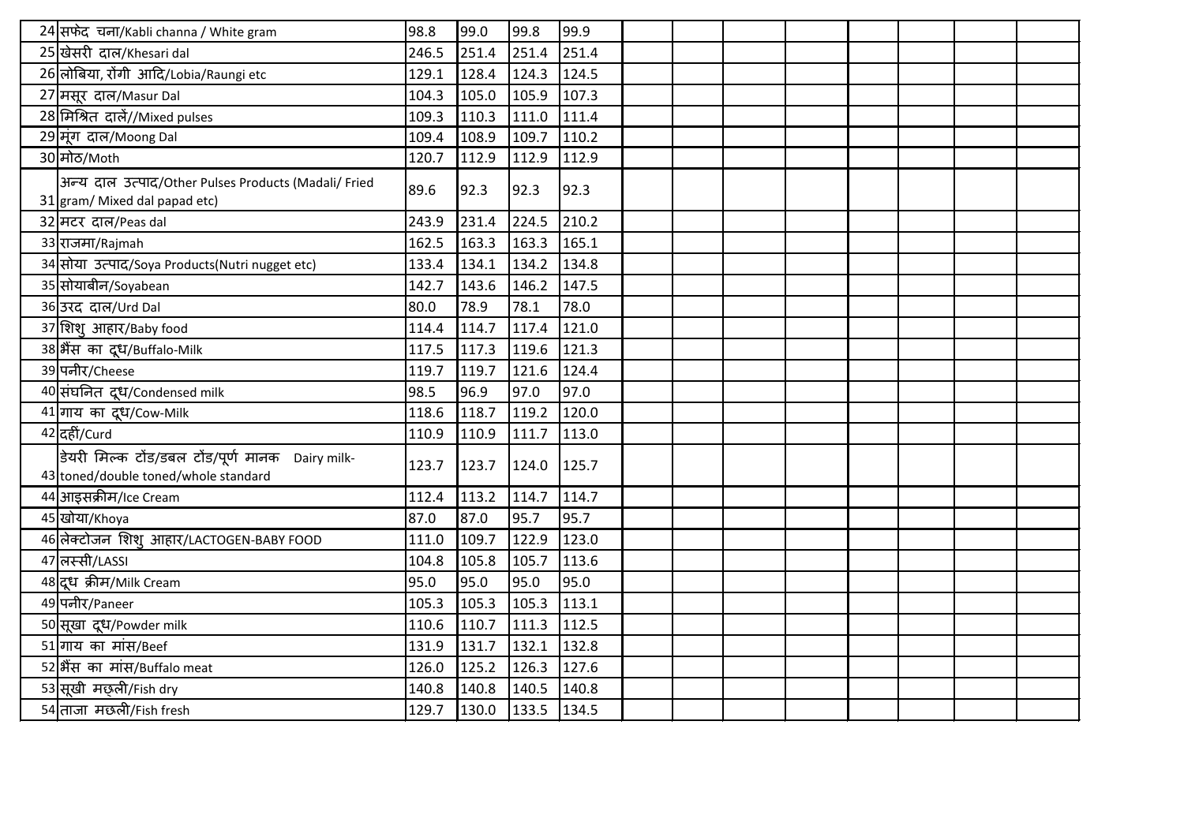| | | | | | | | | | | | | | |
|---|---|---|---|---|---|---|---|---|---|---|---|---|---|
| 24 | सफेद चना/Kabli channa / White gram | 98.8 | 99.0 | 99.8 | 99.9 | | | | | | | | |
| 25 | खेसरी दाल/Khesari dal | 246.5 | 251.4 | 251.4 | 251.4 | | | | | | | | |
| 26 | लोबिया, रोंगी आदि/Lobia/Raungi etc | 129.1 | 128.4 | 124.3 | 124.5 | | | | | | | | |
| 27 | मसूर दाल/Masur Dal | 104.3 | 105.0 | 105.9 | 107.3 | | | | | | | | |
| 28 | मिश्रित दालें//Mixed pulses | 109.3 | 110.3 | 111.0 | 111.4 | | | | | | | | |
| 29 | मूंग दाल/Moong Dal | 109.4 | 108.9 | 109.7 | 110.2 | | | | | | | | |
| 30 | मोठ/Moth | 120.7 | 112.9 | 112.9 | 112.9 | | | | | | | | |
| 31 | अन्य दाल उत्पाद/Other Pulses Products (Madali/ Fried gram/ Mixed dal papad etc) | 89.6 | 92.3 | 92.3 | 92.3 | | | | | | | | |
| 32 | मटर दाल/Peas dal | 243.9 | 231.4 | 224.5 | 210.2 | | | | | | | | |
| 33 | राजमा/Rajmah | 162.5 | 163.3 | 163.3 | 165.1 | | | | | | | | |
| 34 | सोया उत्पाद/Soya Products(Nutri nugget etc) | 133.4 | 134.1 | 134.2 | 134.8 | | | | | | | | |
| 35 | सोयाबीन/Soyabean | 142.7 | 143.6 | 146.2 | 147.5 | | | | | | | | |
| 36 | उरद दाल/Urd Dal | 80.0 | 78.9 | 78.1 | 78.0 | | | | | | | | |
| 37 | शिशु आहार/Baby food | 114.4 | 114.7 | 117.4 | 121.0 | | | | | | | | |
| 38 | भैंस का दूध/Buffalo-Milk | 117.5 | 117.3 | 119.6 | 121.3 | | | | | | | | |
| 39 | पनीर/Cheese | 119.7 | 119.7 | 121.6 | 124.4 | | | | | | | | |
| 40 | संघनित दूध/Condensed milk | 98.5 | 96.9 | 97.0 | 97.0 | | | | | | | | |
| 41 | गाय का दूध/Cow-Milk | 118.6 | 118.7 | 119.2 | 120.0 | | | | | | | | |
| 42 | दहीं/Curd | 110.9 | 110.9 | 111.7 | 113.0 | | | | | | | | |
| 43 | डेयरी मिल्क टोंड/डबल टोंड/पूर्ण मानक Dairy milk-toned/double toned/whole standard | 123.7 | 123.7 | 124.0 | 125.7 | | | | | | | | |
| 44 | आइसक्रीम/Ice Cream | 112.4 | 113.2 | 114.7 | 114.7 | | | | | | | | |
| 45 | खोया/Khoya | 87.0 | 87.0 | 95.7 | 95.7 | | | | | | | | |
| 46 | लेक्टोजन शिशु आहार/LACTOGEN-BABY FOOD | 111.0 | 109.7 | 122.9 | 123.0 | | | | | | | | |
| 47 | लस्सी/LASSI | 104.8 | 105.8 | 105.7 | 113.6 | | | | | | | | |
| 48 | दूध क्रीम/Milk Cream | 95.0 | 95.0 | 95.0 | 95.0 | | | | | | | | |
| 49 | पनीर/Paneer | 105.3 | 105.3 | 105.3 | 113.1 | | | | | | | | |
| 50 | सूखा दूध/Powder milk | 110.6 | 110.7 | 111.3 | 112.5 | | | | | | | | |
| 51 | गाय का मांस/Beef | 131.9 | 131.7 | 132.1 | 132.8 | | | | | | | | |
| 52 | भैंस का मांस/Buffalo meat | 126.0 | 125.2 | 126.3 | 127.6 | | | | | | | | |
| 53 | सूखी मछ्ली/Fish dry | 140.8 | 140.8 | 140.5 | 140.8 | | | | | | | | |
| 54 | ताजा मछली/Fish fresh | 129.7 | 130.0 | 133.5 | 134.5 | | | | | | | | |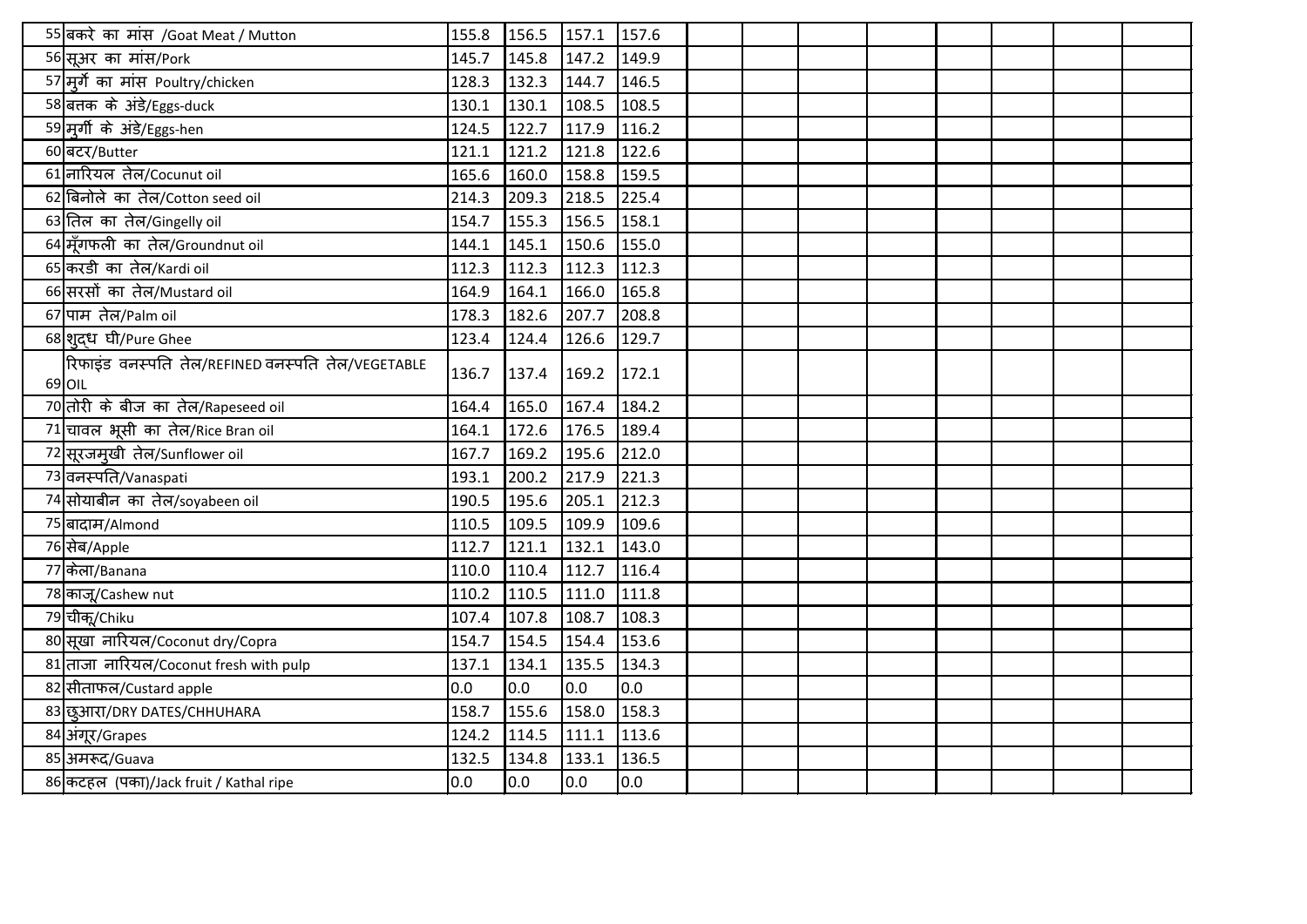| | | | | | | | | | | | | | |
|---|---|---|---|---|---|---|---|---|---|---|---|---|---|
| 55 | बकरे का मांस /Goat Meat / Mutton | 155.8 | 156.5 | 157.1 | 157.6 | | | | | | | | |
| 56 | सूअर का मांस/Pork | 145.7 | 145.8 | 147.2 | 149.9 | | | | | | | | |
| 57 | मुर्गे का मांस Poultry/chicken | 128.3 | 132.3 | 144.7 | 146.5 | | | | | | | | |
| 58 | बतक के अंडे/Eggs-duck | 130.1 | 130.1 | 108.5 | 108.5 | | | | | | | | |
| 59 | मुर्गी के अंडे/Eggs-hen | 124.5 | 122.7 | 117.9 | 116.2 | | | | | | | | |
| 60 | बटर/Butter | 121.1 | 121.2 | 121.8 | 122.6 | | | | | | | | |
| 61 | नारियल तेल/Cocunut oil | 165.6 | 160.0 | 158.8 | 159.5 | | | | | | | | |
| 62 | बिनोले का तेल/Cotton seed oil | 214.3 | 209.3 | 218.5 | 225.4 | | | | | | | | |
| 63 | तिल का तेल/Gingelly oil | 154.7 | 155.3 | 156.5 | 158.1 | | | | | | | | |
| 64 | मूँगफली का तेल/Groundnut oil | 144.1 | 145.1 | 150.6 | 155.0 | | | | | | | | |
| 65 | करडी का तेल/Kardi oil | 112.3 | 112.3 | 112.3 | 112.3 | | | | | | | | |
| 66 | सरसों का तेल/Mustard oil | 164.9 | 164.1 | 166.0 | 165.8 | | | | | | | | |
| 67 | पाम तेल/Palm oil | 178.3 | 182.6 | 207.7 | 208.8 | | | | | | | | |
| 68 | शुद्ध घी/Pure Ghee | 123.4 | 124.4 | 126.6 | 129.7 | | | | | | | | |
| 69 | रिफाइंड वनस्पति तेल/REFINED वनस्पति तेल/VEGETABLE OIL | 136.7 | 137.4 | 169.2 | 172.1 | | | | | | | | |
| 70 | तोरी के बीज का तेल/Rapeseed oil | 164.4 | 165.0 | 167.4 | 184.2 | | | | | | | | |
| 71 | चावल भूसी का तेल/Rice Bran oil | 164.1 | 172.6 | 176.5 | 189.4 | | | | | | | | |
| 72 | सूरजमुखी तेल/Sunflower oil | 167.7 | 169.2 | 195.6 | 212.0 | | | | | | | | |
| 73 | वनस्पति/Vanaspati | 193.1 | 200.2 | 217.9 | 221.3 | | | | | | | | |
| 74 | सोयाबीन का तेल/soyabeen oil | 190.5 | 195.6 | 205.1 | 212.3 | | | | | | | | |
| 75 | बादाम/Almond | 110.5 | 109.5 | 109.9 | 109.6 | | | | | | | | |
| 76 | सेब/Apple | 112.7 | 121.1 | 132.1 | 143.0 | | | | | | | | |
| 77 | केला/Banana | 110.0 | 110.4 | 112.7 | 116.4 | | | | | | | | |
| 78 | काजू/Cashew nut | 110.2 | 110.5 | 111.0 | 111.8 | | | | | | | | |
| 79 | चीकू/Chiku | 107.4 | 107.8 | 108.7 | 108.3 | | | | | | | | |
| 80 | सूखा नारियल/Coconut dry/Copra | 154.7 | 154.5 | 154.4 | 153.6 | | | | | | | | |
| 81 | ताजा नारियल/Coconut fresh with pulp | 137.1 | 134.1 | 135.5 | 134.3 | | | | | | | | |
| 82 | सीताफल/Custard apple | 0.0 | 0.0 | 0.0 | 0.0 | | | | | | | | |
| 83 | छुआरा/DRY DATES/CHHUHARA | 158.7 | 155.6 | 158.0 | 158.3 | | | | | | | | |
| 84 | अंगूर/Grapes | 124.2 | 114.5 | 111.1 | 113.6 | | | | | | | | |
| 85 | अमरूद/Guava | 132.5 | 134.8 | 133.1 | 136.5 | | | | | | | | |
| 86 | कटहल (पका)/Jack fruit / Kathal ripe | 0.0 | 0.0 | 0.0 | 0.0 | | | | | | | | |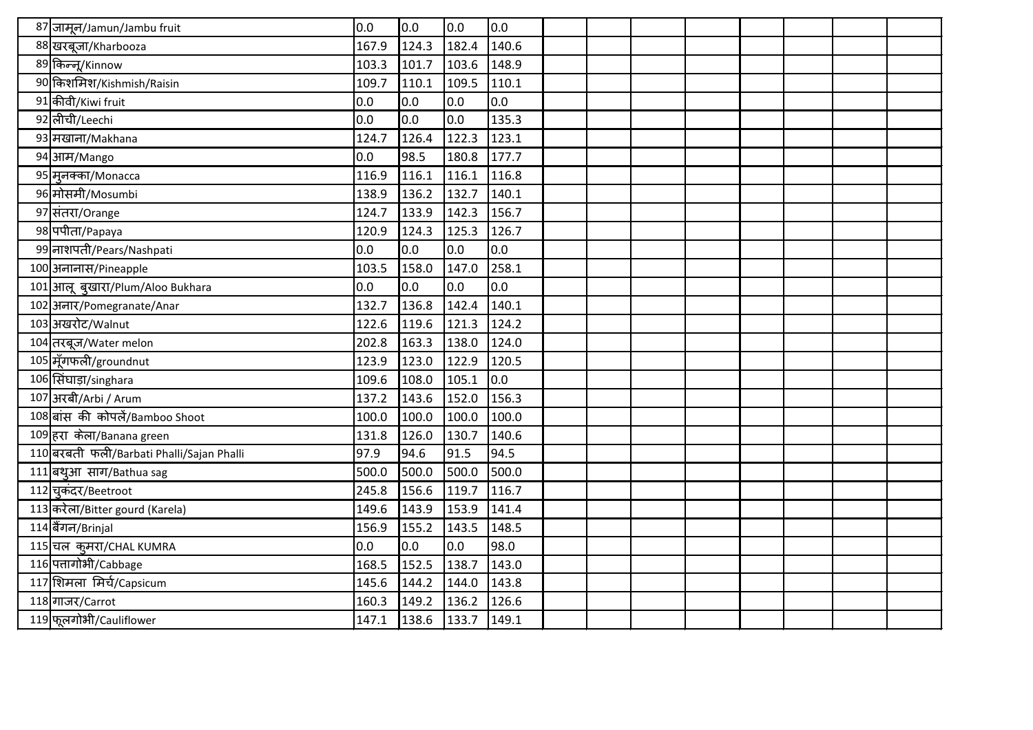| | | | | | | | | | | | | | |
|---|---|---|---|---|---|---|---|---|---|---|---|---|---|
| 87 | जामून/Jamun/Jambu fruit | 0.0 | 0.0 | 0.0 | 0.0 | | | | | | | | |
| 88 | खरबूजा/Kharbooza | 167.9 | 124.3 | 182.4 | 140.6 | | | | | | | | |
| 89 | किन्नू/Kinnow | 103.3 | 101.7 | 103.6 | 148.9 | | | | | | | | |
| 90 | किशमिश/Kishmish/Raisin | 109.7 | 110.1 | 109.5 | 110.1 | | | | | | | | |
| 91 | कीवी/Kiwi fruit | 0.0 | 0.0 | 0.0 | 0.0 | | | | | | | | |
| 92 | लीची/Leechi | 0.0 | 0.0 | 0.0 | 135.3 | | | | | | | | |
| 93 | मखाना/Makhana | 124.7 | 126.4 | 122.3 | 123.1 | | | | | | | | |
| 94 | आम/Mango | 0.0 | 98.5 | 180.8 | 177.7 | | | | | | | | |
| 95 | मुनक्का/Monacca | 116.9 | 116.1 | 116.1 | 116.8 | | | | | | | | |
| 96 | मोसमी/Mosumbi | 138.9 | 136.2 | 132.7 | 140.1 | | | | | | | | |
| 97 | संतरा/Orange | 124.7 | 133.9 | 142.3 | 156.7 | | | | | | | | |
| 98 | पपीता/Papaya | 120.9 | 124.3 | 125.3 | 126.7 | | | | | | | | |
| 99 | नाशपती/Pears/Nashpati | 0.0 | 0.0 | 0.0 | 0.0 | | | | | | | | |
| 100 | अनानास/Pineapple | 103.5 | 158.0 | 147.0 | 258.1 | | | | | | | | |
| 101 | आलू बुखारा/Plum/Aloo Bukhara | 0.0 | 0.0 | 0.0 | 0.0 | | | | | | | | |
| 102 | अनार/Pomegranate/Anar | 132.7 | 136.8 | 142.4 | 140.1 | | | | | | | | |
| 103 | अखरोट/Walnut | 122.6 | 119.6 | 121.3 | 124.2 | | | | | | | | |
| 104 | तरबूज/Water melon | 202.8 | 163.3 | 138.0 | 124.0 | | | | | | | | |
| 105 | मूँगफली/groundnut | 123.9 | 123.0 | 122.9 | 120.5 | | | | | | | | |
| 106 | सिंघाड़ा/singhara | 109.6 | 108.0 | 105.1 | 0.0 | | | | | | | | |
| 107 | अरबी/Arbi / Arum | 137.2 | 143.6 | 152.0 | 156.3 | | | | | | | | |
| 108 | बांस की कोपलें/Bamboo Shoot | 100.0 | 100.0 | 100.0 | 100.0 | | | | | | | | |
| 109 | हरा केला/Banana green | 131.8 | 126.0 | 130.7 | 140.6 | | | | | | | | |
| 110 | बरबती फली/Barbati Phalli/Sajan Phalli | 97.9 | 94.6 | 91.5 | 94.5 | | | | | | | | |
| 111 | बथुआ साग/Bathua sag | 500.0 | 500.0 | 500.0 | 500.0 | | | | | | | | |
| 112 | चुकंदर/Beetroot | 245.8 | 156.6 | 119.7 | 116.7 | | | | | | | | |
| 113 | करेला/Bitter gourd (Karela) | 149.6 | 143.9 | 153.9 | 141.4 | | | | | | | | |
| 114 | बैंगन/Brinjal | 156.9 | 155.2 | 143.5 | 148.5 | | | | | | | | |
| 115 | चल कुमरा/CHAL KUMRA | 0.0 | 0.0 | 0.0 | 98.0 | | | | | | | | |
| 116 | पत्तागोभी/Cabbage | 168.5 | 152.5 | 138.7 | 143.0 | | | | | | | | |
| 117 | शिमला मिर्च/Capsicum | 145.6 | 144.2 | 144.0 | 143.8 | | | | | | | | |
| 118 | गाजर/Carrot | 160.3 | 149.2 | 136.2 | 126.6 | | | | | | | | |
| 119 | फूलगोभी/Cauliflower | 147.1 | 138.6 | 133.7 | 149.1 | | | | | | | | |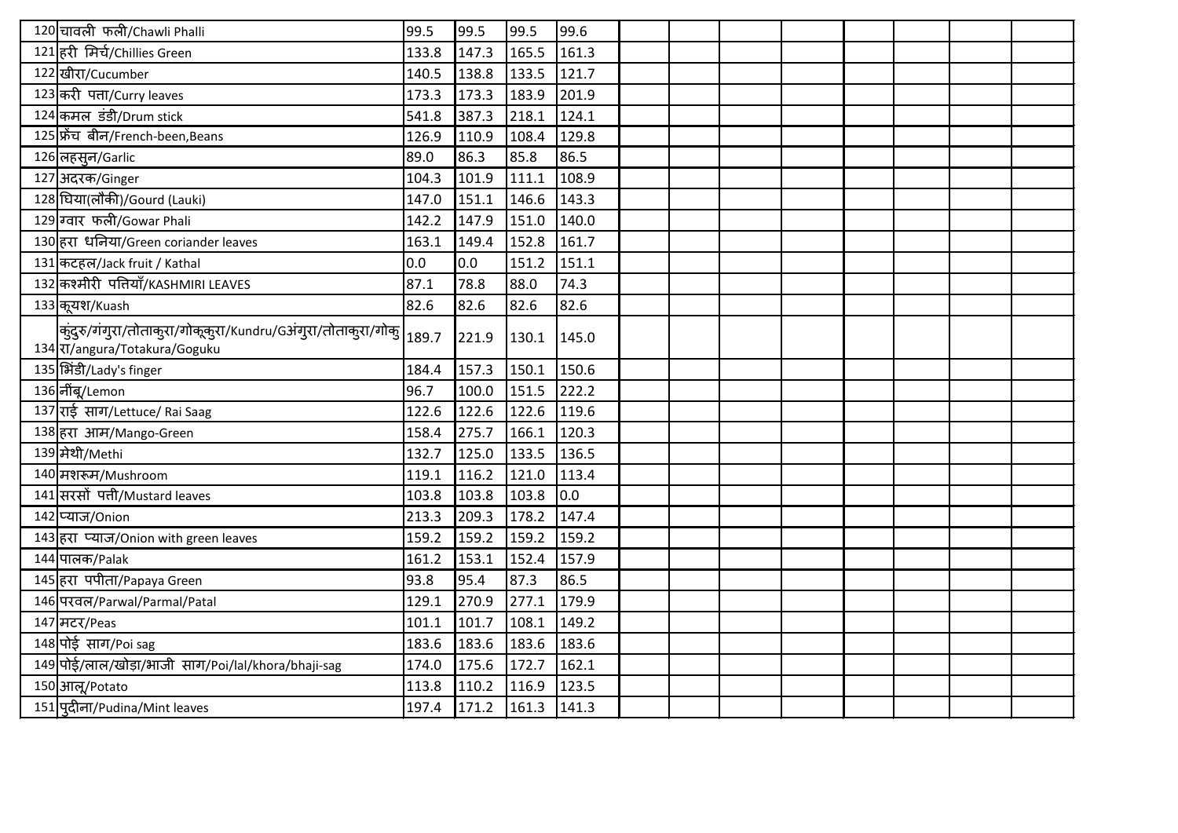| | | | | | | | | | | | | | | |
|---|---|---|---|---|---|---|---|---|---|---|---|---|---|---|
| 120 | चावली फली/Chawli Phalli | 99.5 | 99.5 | 99.5 | 99.6 | | | | | | | | |
| 121 | हरी मिर्च/Chillies Green | 133.8 | 147.3 | 165.5 | 161.3 | | | | | | | | |
| 122 | खीरा/Cucumber | 140.5 | 138.8 | 133.5 | 121.7 | | | | | | | | |
| 123 | करी पत्ता/Curry leaves | 173.3 | 173.3 | 183.9 | 201.9 | | | | | | | | |
| 124 | कमल डंडी/Drum stick | 541.8 | 387.3 | 218.1 | 124.1 | | | | | | | | |
| 125 | फ्रेंच बीन/French-been,Beans | 126.9 | 110.9 | 108.4 | 129.8 | | | | | | | | |
| 126 | लहसुन/Garlic | 89.0 | 86.3 | 85.8 | 86.5 | | | | | | | | |
| 127 | अदरक/Ginger | 104.3 | 101.9 | 111.1 | 108.9 | | | | | | | | |
| 128 | घिया(लौकी)/Gourd (Lauki) | 147.0 | 151.1 | 146.6 | 143.3 | | | | | | | | |
| 129 | ग्वार फली/Gowar Phali | 142.2 | 147.9 | 151.0 | 140.0 | | | | | | | | |
| 130 | हरा धनिया/Green coriander leaves | 163.1 | 149.4 | 152.8 | 161.7 | | | | | | | | |
| 131 | कटहल/Jack fruit / Kathal | 0.0 | 0.0 | 151.2 | 151.1 | | | | | | | | |
| 132 | कश्मीरी पत्तियाँ/KASHMIRI LEAVES | 87.1 | 78.8 | 88.0 | 74.3 | | | | | | | | |
| 133 | कूयश/Kuash | 82.6 | 82.6 | 82.6 | 82.6 | | | | | | | | |
| 134 | कुंदुरु/गंगुरा/तोताकुरा/गोकूकुरा/Kundru/Gअंगुरा/तोताकुरा/गोकुरा/angura/Totakura/Goguku | 189.7 | 221.9 | 130.1 | 145.0 | | | | | | | | |
| 135 | भिंडी/Lady's finger | 184.4 | 157.3 | 150.1 | 150.6 | | | | | | | | |
| 136 | नींबू/Lemon | 96.7 | 100.0 | 151.5 | 222.2 | | | | | | | | |
| 137 | राई साग/Lettuce/ Rai Saag | 122.6 | 122.6 | 122.6 | 119.6 | | | | | | | | |
| 138 | हरा आम/Mango-Green | 158.4 | 275.7 | 166.1 | 120.3 | | | | | | | | |
| 139 | मेथी/Methi | 132.7 | 125.0 | 133.5 | 136.5 | | | | | | | | |
| 140 | मशरूम/Mushroom | 119.1 | 116.2 | 121.0 | 113.4 | | | | | | | | |
| 141 | सरसों पत्ती/Mustard leaves | 103.8 | 103.8 | 103.8 | 0.0 | | | | | | | | |
| 142 | प्याज/Onion | 213.3 | 209.3 | 178.2 | 147.4 | | | | | | | | |
| 143 | हरा प्याज/Onion with green leaves | 159.2 | 159.2 | 159.2 | 159.2 | | | | | | | | |
| 144 | पालक/Palak | 161.2 | 153.1 | 152.4 | 157.9 | | | | | | | | |
| 145 | हरा पपीता/Papaya Green | 93.8 | 95.4 | 87.3 | 86.5 | | | | | | | | |
| 146 | परवल/Parwal/Parmal/Patal | 129.1 | 270.9 | 277.1 | 179.9 | | | | | | | | |
| 147 | मटर/Peas | 101.1 | 101.7 | 108.1 | 149.2 | | | | | | | | |
| 148 | पोई साग/Poi sag | 183.6 | 183.6 | 183.6 | 183.6 | | | | | | | | |
| 149 | पोई/लाल/खोड़ा/भाजी साग/Poi/lal/khora/bhaji-sag | 174.0 | 175.6 | 172.7 | 162.1 | | | | | | | | |
| 150 | आलू/Potato | 113.8 | 110.2 | 116.9 | 123.5 | | | | | | | | |
| 151 | पुदीना/Pudina/Mint leaves | 197.4 | 171.2 | 161.3 | 141.3 | | | | | | | | |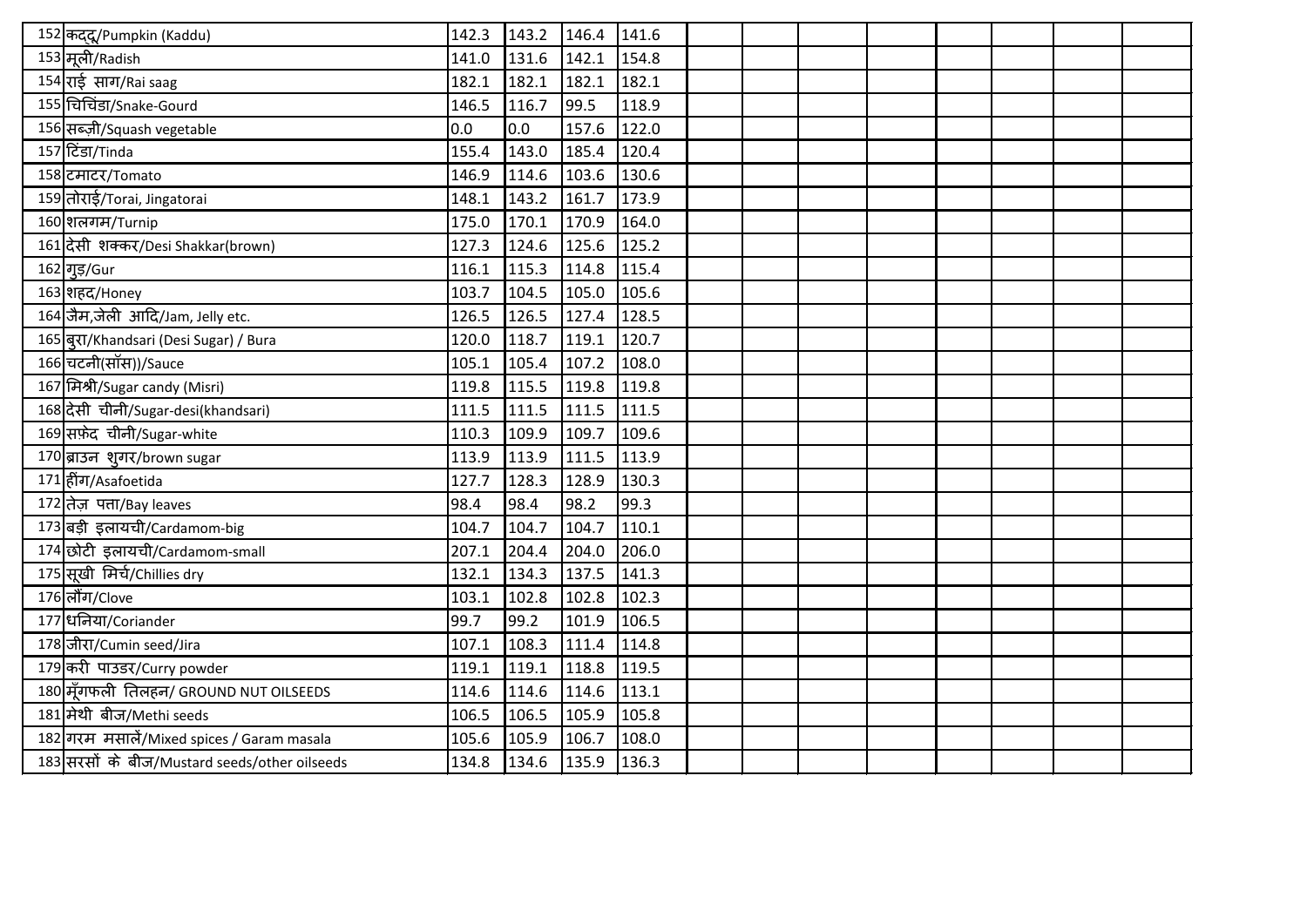| | | | | | | | | | | | | | |
|---|---|---|---|---|---|---|---|---|---|---|---|---|---|
| 152 | कद्दू/Pumpkin (Kaddu) | 142.3 | 143.2 | 146.4 | 141.6 | | | | | | | | |
| 153 | मूली/Radish | 141.0 | 131.6 | 142.1 | 154.8 | | | | | | | | |
| 154 | राई साग/Rai saag | 182.1 | 182.1 | 182.1 | 182.1 | | | | | | | | |
| 155 | चिचिंडा/Snake-Gourd | 146.5 | 116.7 | 99.5 | 118.9 | | | | | | | | |
| 156 | सब्ज़ी/Squash vegetable | 0.0 | 0.0 | 157.6 | 122.0 | | | | | | | | |
| 157 | टिंडा/Tinda | 155.4 | 143.0 | 185.4 | 120.4 | | | | | | | | |
| 158 | टमाटर/Tomato | 146.9 | 114.6 | 103.6 | 130.6 | | | | | | | | |
| 159 | तोराई/Torai, Jingatorai | 148.1 | 143.2 | 161.7 | 173.9 | | | | | | | | |
| 160 | शलगम/Turnip | 175.0 | 170.1 | 170.9 | 164.0 | | | | | | | | |
| 161 | देसी शक्कर/Desi Shakkar(brown) | 127.3 | 124.6 | 125.6 | 125.2 | | | | | | | | |
| 162 | गुड़/Gur | 116.1 | 115.3 | 114.8 | 115.4 | | | | | | | | |
| 163 | शहद/Honey | 103.7 | 104.5 | 105.0 | 105.6 | | | | | | | | |
| 164 | जैम,जेली आदि/Jam, Jelly etc. | 126.5 | 126.5 | 127.4 | 128.5 | | | | | | | | |
| 165 | बुरा/Khandsari (Desi Sugar) / Bura | 120.0 | 118.7 | 119.1 | 120.7 | | | | | | | | |
| 166 | चटनी(सॉस))/Sauce | 105.1 | 105.4 | 107.2 | 108.0 | | | | | | | | |
| 167 | मिश्री/Sugar candy (Misri) | 119.8 | 115.5 | 119.8 | 119.8 | | | | | | | | |
| 168 | देसी चीनी/Sugar-desi(khandsari) | 111.5 | 111.5 | 111.5 | 111.5 | | | | | | | | |
| 169 | सफ़ेद चीनी/Sugar-white | 110.3 | 109.9 | 109.7 | 109.6 | | | | | | | | |
| 170 | ब्राउन शुगर/brown sugar | 113.9 | 113.9 | 111.5 | 113.9 | | | | | | | | |
| 171 | हींग/Asafoetida | 127.7 | 128.3 | 128.9 | 130.3 | | | | | | | | |
| 172 | तेज़ पत्ता/Bay leaves | 98.4 | 98.4 | 98.2 | 99.3 | | | | | | | | |
| 173 | बड़ी इलायची/Cardamom-big | 104.7 | 104.7 | 104.7 | 110.1 | | | | | | | | |
| 174 | छोटी इलायची/Cardamom-small | 207.1 | 204.4 | 204.0 | 206.0 | | | | | | | | |
| 175 | सूखी मिर्च/Chillies dry | 132.1 | 134.3 | 137.5 | 141.3 | | | | | | | | |
| 176 | लौंग/Clove | 103.1 | 102.8 | 102.8 | 102.3 | | | | | | | | |
| 177 | धनिया/Coriander | 99.7 | 99.2 | 101.9 | 106.5 | | | | | | | | |
| 178 | जीरा/Cumin seed/Jira | 107.1 | 108.3 | 111.4 | 114.8 | | | | | | | | |
| 179 | करी पाउडर/Curry powder | 119.1 | 119.1 | 118.8 | 119.5 | | | | | | | | |
| 180 | मूँगफली तिलहन/ GROUND NUT OILSEEDS | 114.6 | 114.6 | 114.6 | 113.1 | | | | | | | | |
| 181 | मेथी बीज/Methi seeds | 106.5 | 106.5 | 105.9 | 105.8 | | | | | | | | |
| 182 | गरम मसालें/Mixed spices / Garam masala | 105.6 | 105.9 | 106.7 | 108.0 | | | | | | | | |
| 183 | सरसों के बीज/Mustard seeds/other oilseeds | 134.8 | 134.6 | 135.9 | 136.3 | | | | | | | | |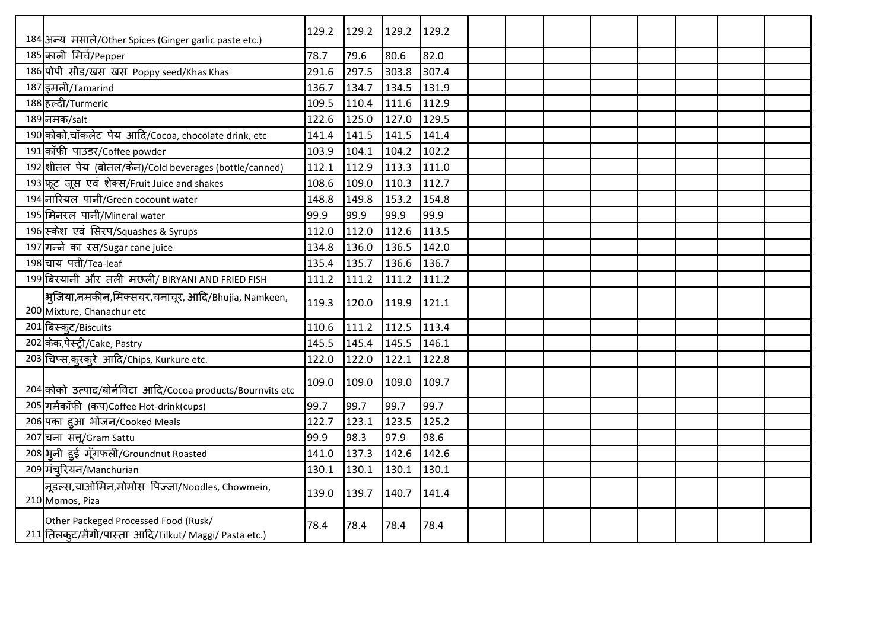| | | | | | | | | | | | | | |
|---|---|---|---|---|---|---|---|---|---|---|---|---|---|
| 184 | अन्य मसाले/Other Spices (Ginger garlic paste etc.) | 129.2 | 129.2 | 129.2 | 129.2 | | | | | | | | |
| 185 | काली मिर्च/Pepper | 78.7 | 79.6 | 80.6 | 82.0 | | | | | | | | |
| 186 | पोपी सीड/खस खस Poppy seed/Khas Khas | 291.6 | 297.5 | 303.8 | 307.4 | | | | | | | | |
| 187 | इमली/Tamarind | 136.7 | 134.7 | 134.5 | 131.9 | | | | | | | | |
| 188 | हल्दी/Turmeric | 109.5 | 110.4 | 111.6 | 112.9 | | | | | | | | |
| 189 | नमक/salt | 122.6 | 125.0 | 127.0 | 129.5 | | | | | | | | |
| 190 | कोको,चॉकलेट पेय आदि/Cocoa, chocolate drink, etc | 141.4 | 141.5 | 141.5 | 141.4 | | | | | | | | |
| 191 | कॉफी पाउडर/Coffee powder | 103.9 | 104.1 | 104.2 | 102.2 | | | | | | | | |
| 192 | शीतल पेय (बोतल/केन)/Cold beverages (bottle/canned) | 112.1 | 112.9 | 113.3 | 111.0 | | | | | | | | |
| 193 | फ्रूट जूस एवं शेक्स/Fruit Juice and shakes | 108.6 | 109.0 | 110.3 | 112.7 | | | | | | | | |
| 194 | नारियल पानी/Green cocount water | 148.8 | 149.8 | 153.2 | 154.8 | | | | | | | | |
| 195 | मिनरल पानी/Mineral water | 99.9 | 99.9 | 99.9 | 99.9 | | | | | | | | |
| 196 | स्केश एवं सिरप/Squashes & Syrups | 112.0 | 112.0 | 112.6 | 113.5 | | | | | | | | |
| 197 | गन्ने का रस/Sugar cane juice | 134.8 | 136.0 | 136.5 | 142.0 | | | | | | | | |
| 198 | चाय पत्ती/Tea-leaf | 135.4 | 135.7 | 136.6 | 136.7 | | | | | | | | |
| 199 | बिरयानी और तली मछली/ BIRYANI AND FRIED FISH | 111.2 | 111.2 | 111.2 | 111.2 | | | | | | | | |
| 200 | भुजिया,नमकीन,मिक्सचर,चनाचूर, आदि/Bhujia, Namkeen, Mixture, Chanachur etc | 119.3 | 120.0 | 119.9 | 121.1 | | | | | | | | |
| 201 | बिस्कुट/Biscuits | 110.6 | 111.2 | 112.5 | 113.4 | | | | | | | | |
| 202 | केक,पेस्ट्री/Cake, Pastry | 145.5 | 145.4 | 145.5 | 146.1 | | | | | | | | |
| 203 | चिप्स,कुरकुरे आदि/Chips, Kurkure etc. | 122.0 | 122.0 | 122.1 | 122.8 | | | | | | | | |
| 204 | कोको उत्पाद/बोर्नविटा आदि/Cocoa products/Bournvits etc | 109.0 | 109.0 | 109.0 | 109.7 | | | | | | | | |
| 205 | गर्मकॉफी (कप)Coffee Hot-drink(cups) | 99.7 | 99.7 | 99.7 | 99.7 | | | | | | | | |
| 206 | पका हुआ भोजन/Cooked Meals | 122.7 | 123.1 | 123.5 | 125.2 | | | | | | | | |
| 207 | चना सत्तू/Gram Sattu | 99.9 | 98.3 | 97.9 | 98.6 | | | | | | | | |
| 208 | भुनी हुई मूँगफली/Groundnut Roasted | 141.0 | 137.3 | 142.6 | 142.6 | | | | | | | | |
| 209 | मंचुरियन/Manchurian | 130.1 | 130.1 | 130.1 | 130.1 | | | | | | | | |
| 210 | नूडल्स,चाओमिन,मोमोस पिज्जा/Noodles, Chowmein, Momos, Piza | 139.0 | 139.7 | 140.7 | 141.4 | | | | | | | | |
| 211 | Other Packeged Processed Food (Rusk/ तिलकुट/मैगी/पास्ता आदि/Tilkut/ Maggi/ Pasta etc.) | 78.4 | 78.4 | 78.4 | 78.4 | | | | | | | | |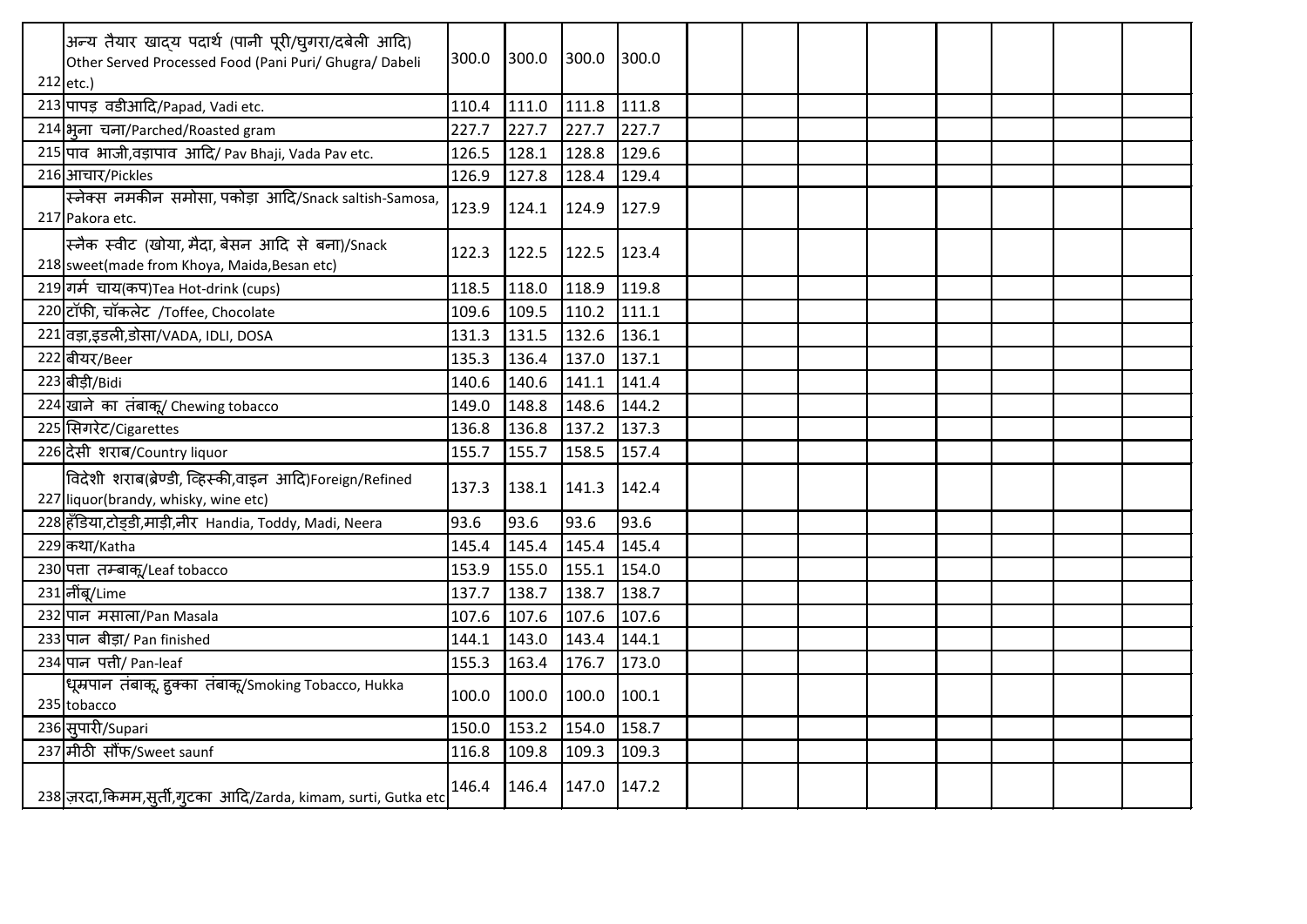| | | | | | | | | | | | | | |
|---|---|---|---|---|---|---|---|---|---|---|---|---|---|
| 212 | अन्य तैयार खाद्य पदार्थ (पानी पूरी/घुगरा/दबेली आदि) Other Served Processed Food (Pani Puri/ Ghugra/ Dabeli etc.) | 300.0 | 300.0 | 300.0 | 300.0 | | | | | | | | |
| 213 | पापड़ वडीआदि/Papad, Vadi etc. | 110.4 | 111.0 | 111.8 | 111.8 | | | | | | | | |
| 214 | भुना चना/Parched/Roasted gram | 227.7 | 227.7 | 227.7 | 227.7 | | | | | | | | |
| 215 | पाव भाजी,वड़ापाव आदि/ Pav Bhaji, Vada Pav etc. | 126.5 | 128.1 | 128.8 | 129.6 | | | | | | | | |
| 216 | आचार/Pickles | 126.9 | 127.8 | 128.4 | 129.4 | | | | | | | | |
| 217 | स्नेक्स नमकीन समोसा, पकोड़ा आदि/Snack saltish-Samosa, Pakora etc. | 123.9 | 124.1 | 124.9 | 127.9 | | | | | | | | |
| 218 | स्नैक स्वीट (खोया, मैदा, बेसन आदि से बना)/Snack sweet(made from Khoya, Maida,Besan etc) | 122.3 | 122.5 | 122.5 | 123.4 | | | | | | | | |
| 219 | गर्म चाय(कप)Tea Hot-drink (cups) | 118.5 | 118.0 | 118.9 | 119.8 | | | | | | | | |
| 220 | टॉफी, चॉकलेट /Toffee, Chocolate | 109.6 | 109.5 | 110.2 | 111.1 | | | | | | | | |
| 221 | वड़ा,इडली,डोसा/VADA, IDLI, DOSA | 131.3 | 131.5 | 132.6 | 136.1 | | | | | | | | |
| 222 | बीयर/Beer | 135.3 | 136.4 | 137.0 | 137.1 | | | | | | | | |
| 223 | बीड़ी/Bidi | 140.6 | 140.6 | 141.1 | 141.4 | | | | | | | | |
| 224 | खाने का तंबाकू/ Chewing tobacco | 149.0 | 148.8 | 148.6 | 144.2 | | | | | | | | |
| 225 | सिगरेट/Cigarettes | 136.8 | 136.8 | 137.2 | 137.3 | | | | | | | | |
| 226 | देसी शराब/Country liquor | 155.7 | 155.7 | 158.5 | 157.4 | | | | | | | | |
| 227 | विदेशी शराब(ब्रेण्डी, व्हिस्की,वाइन आदि)Foreign/Refined liquor(brandy, whisky, wine etc) | 137.3 | 138.1 | 141.3 | 142.4 | | | | | | | | |
| 228 | हँडिया,टोड्डी,माड़ी,नीर Handia, Toddy, Madi, Neera | 93.6 | 93.6 | 93.6 | 93.6 | | | | | | | | |
| 229 | कथा/Katha | 145.4 | 145.4 | 145.4 | 145.4 | | | | | | | | |
| 230 | पत्ता तम्बाकू/Leaf tobacco | 153.9 | 155.0 | 155.1 | 154.0 | | | | | | | | |
| 231 | नींबू/Lime | 137.7 | 138.7 | 138.7 | 138.7 | | | | | | | | |
| 232 | पान मसाला/Pan Masala | 107.6 | 107.6 | 107.6 | 107.6 | | | | | | | | |
| 233 | पान बीड़ा/ Pan finished | 144.1 | 143.0 | 143.4 | 144.1 | | | | | | | | |
| 234 | पान पत्ती/ Pan-leaf | 155.3 | 163.4 | 176.7 | 173.0 | | | | | | | | |
| 235 | धूम्रपान तंबाकू, हुक्का तंबाकू/Smoking Tobacco, Hukka tobacco | 100.0 | 100.0 | 100.0 | 100.1 | | | | | | | | |
| 236 | सुपारी/Supari | 150.0 | 153.2 | 154.0 | 158.7 | | | | | | | | |
| 237 | मीठी सौंफ/Sweet saunf | 116.8 | 109.8 | 109.3 | 109.3 | | | | | | | | |
| 238 | ज़रदा,किमम,सुर्ती,गुटका आदि/Zarda, kimam, surti, Gutka etc | 146.4 | 146.4 | 147.0 | 147.2 | | | | | | | | |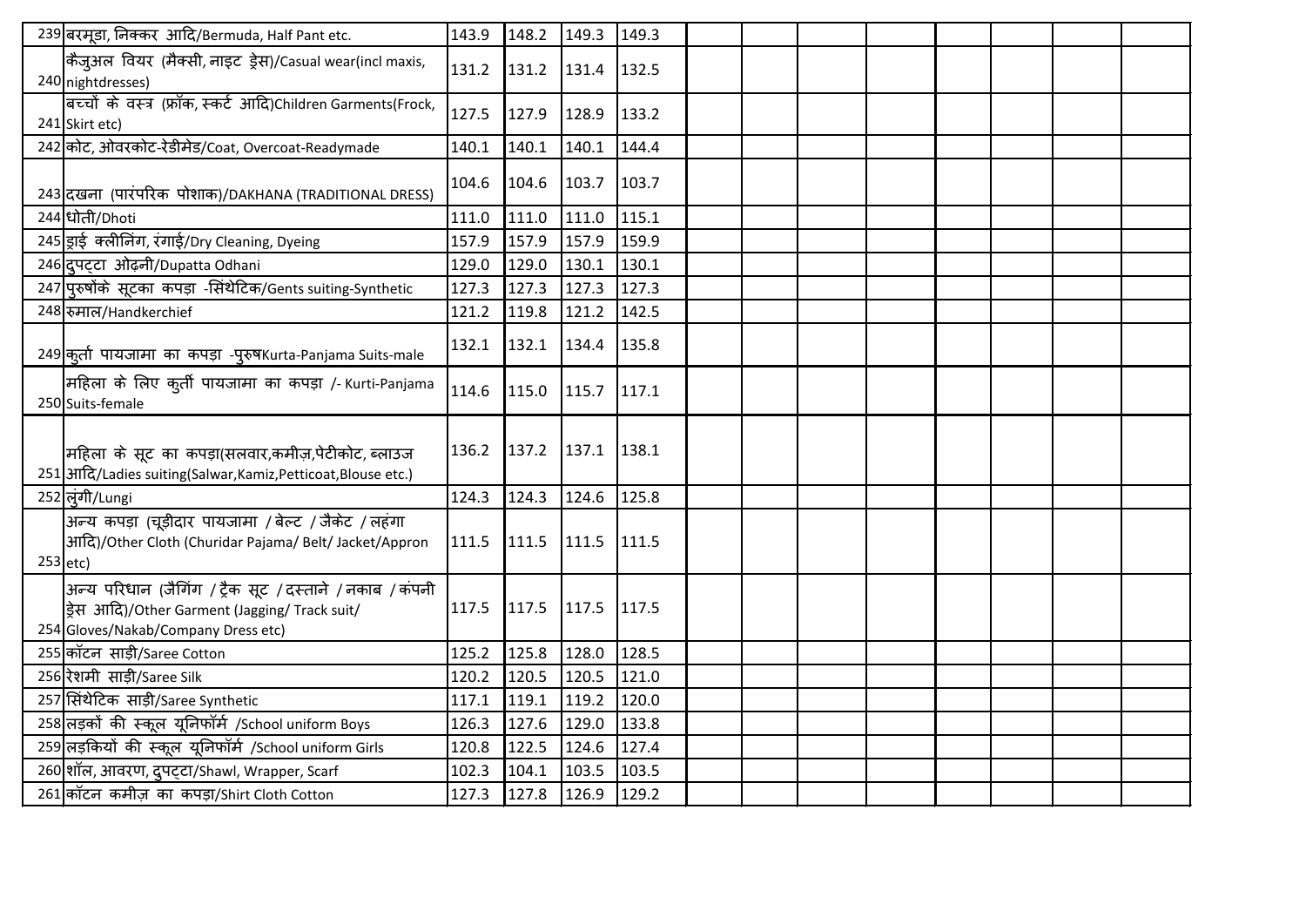| | | | | | | | | | | | | | |
|---|---|---|---|---|---|---|---|---|---|---|---|---|---|
| 239 | बरमूडा, निक्कर आदि/Bermuda, Half Pant etc. | 143.9 | 148.2 | 149.3 | 149.3 | | | | | | | | |
| 240 | कैजुअल वियर (मैक्सी, नाइट ड्रेस)/Casual wear(incl maxis, nightdresses) | 131.2 | 131.2 | 131.4 | 132.5 | | | | | | | | |
| 241 | बच्चों के वस्त्र (फ्रॉक, स्कर्ट आदि)Children Garments(Frock, Skirt etc) | 127.5 | 127.9 | 128.9 | 133.2 | | | | | | | | |
| 242 | कोट, ओवरकोट-रेडीमेड/Coat, Overcoat-Readymade | 140.1 | 140.1 | 140.1 | 144.4 | | | | | | | | |
| 243 | दखना (पारंपरिक पोशाक)/DAKHANA (TRADITIONAL DRESS) | 104.6 | 104.6 | 103.7 | 103.7 | | | | | | | | |
| 244 | धोती/Dhoti | 111.0 | 111.0 | 111.0 | 115.1 | | | | | | | | |
| 245 | ड्राई क्लीनिंग, रंगाई/Dry Cleaning, Dyeing | 157.9 | 157.9 | 157.9 | 159.9 | | | | | | | | |
| 246 | दुपट्टा ओढ़नी/Dupatta Odhani | 129.0 | 129.0 | 130.1 | 130.1 | | | | | | | | |
| 247 | पुरुषोंके सूटका कपड़ा -सिंथेटिक/Gents suiting-Synthetic | 127.3 | 127.3 | 127.3 | 127.3 | | | | | | | | |
| 248 | रुमाल/Handkerchief | 121.2 | 119.8 | 121.2 | 142.5 | | | | | | | | |
| 249 | कुर्ता पायजामा का कपड़ा -पुरुषKurta-Panjama Suits-male | 132.1 | 132.1 | 134.4 | 135.8 | | | | | | | | |
| 250 | महिला के लिए कुर्ती पायजामा का कपड़ा /- Kurti-Panjama Suits-female | 114.6 | 115.0 | 115.7 | 117.1 | | | | | | | | |
| 251 | महिला के सूट का कपड़ा(सलवार,कमीज़,पेटीकोट, ब्लाउज आदि/Ladies suiting(Salwar,Kamiz,Petticoat,Blouse etc.) | 136.2 | 137.2 | 137.1 | 138.1 | | | | | | | | |
| 252 | लुंगी/Lungi | 124.3 | 124.3 | 124.6 | 125.8 | | | | | | | | |
| 253 | अन्य कपड़ा (चूड़ीदार पायजामा / बेल्ट / जैकेट / लहंगा आदि)/Other Cloth (Churidar Pajama/ Belt/ Jacket/Appron etc) | 111.5 | 111.5 | 111.5 | 111.5 | | | | | | | | |
| 254 | अन्य परिधान (जैगिंग / ट्रैक सूट / दस्ताने / नकाब / कंपनी ड्रेस आदि)/Other Garment (Jagging/ Track suit/ Gloves/Nakab/Company Dress etc) | 117.5 | 117.5 | 117.5 | 117.5 | | | | | | | | |
| 255 | कॉटन साड़ी/Saree Cotton | 125.2 | 125.8 | 128.0 | 128.5 | | | | | | | | |
| 256 | रेशमी साड़ी/Saree Silk | 120.2 | 120.5 | 120.5 | 121.0 | | | | | | | | |
| 257 | सिंथेटिक साड़ी/Saree Synthetic | 117.1 | 119.1 | 119.2 | 120.0 | | | | | | | | |
| 258 | लड़कों की स्कूल यूनिफॉर्म /School uniform Boys | 126.3 | 127.6 | 129.0 | 133.8 | | | | | | | | |
| 259 | लड़कियों की स्कूल यूनिफॉर्म /School uniform Girls | 120.8 | 122.5 | 124.6 | 127.4 | | | | | | | | |
| 260 | शॉल, आवरण, दुपट्टा/Shawl, Wrapper, Scarf | 102.3 | 104.1 | 103.5 | 103.5 | | | | | | | | |
| 261 | कॉटन कमीज़ का कपड़ा/Shirt Cloth Cotton | 127.3 | 127.8 | 126.9 | 129.2 | | | | | | | | |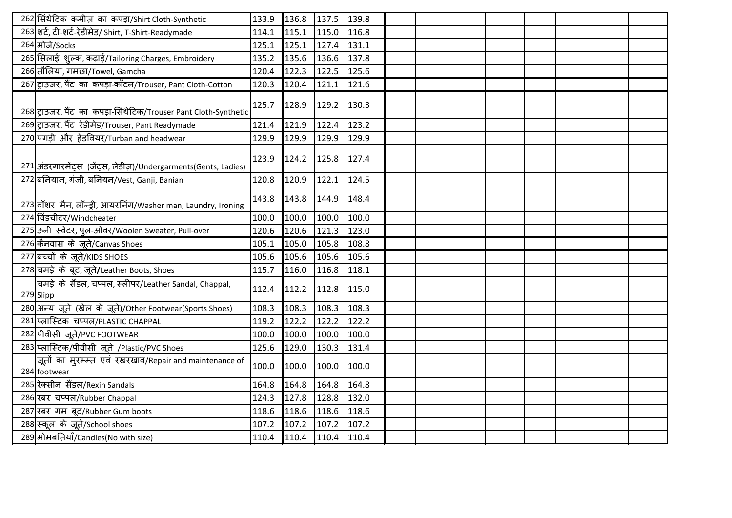| | | | | | | | | | | | | | |
|---|---|---|---|---|---|---|---|---|---|---|---|---|---|
| 262 | सिंथेटिक कमीज़ का कपड़ा/Shirt Cloth-Synthetic | 133.9 | 136.8 | 137.5 | 139.8 | | | | | | | | |
| 263 | शर्ट, टी-शर्ट-रेडीमेड/ Shirt, T-Shirt-Readymade | 114.1 | 115.1 | 115.0 | 116.8 | | | | | | | | |
| 264 | मोज़े/Socks | 125.1 | 125.1 | 127.4 | 131.1 | | | | | | | | |
| 265 | सिलाई शुल्क, कढ़ाई/Tailoring Charges, Embroidery | 135.2 | 135.6 | 136.6 | 137.8 | | | | | | | | |
| 266 | तौलिया, गमछा/Towel, Gamcha | 120.4 | 122.3 | 122.5 | 125.6 | | | | | | | | |
| 267 | ट्राउजर, पैंट का कपड़ा-कॉटन/Trouser, Pant Cloth-Cotton | 120.3 | 120.4 | 121.1 | 121.6 | | | | | | | | |
| 268 | ट्राउजर, पैंट का कपड़ा-सिंथेटिक/Trouser Pant Cloth-Synthetic | 125.7 | 128.9 | 129.2 | 130.3 | | | | | | | | |
| 269 | ट्राउजर, पैंट रेडीमेड/Trouser, Pant Readymade | 121.4 | 121.9 | 122.4 | 123.2 | | | | | | | | |
| 270 | पगड़ी और हेडवियर/Turban and headwear | 129.9 | 129.9 | 129.9 | 129.9 | | | | | | | | |
| 271 | अंडरगारमेंट्स (जेंट्स, लेडीज़)/Undergarments(Gents, Ladies) | 123.9 | 124.2 | 125.8 | 127.4 | | | | | | | | |
| 272 | बनियान, गंजी, बनियन/Vest, Ganji, Banian | 120.8 | 120.9 | 122.1 | 124.5 | | | | | | | | |
| 273 | वॉशर मैन, लॉन्ड्री, आयरनिंग/Washer man, Laundry, Ironing | 143.8 | 143.8 | 144.9 | 148.4 | | | | | | | | |
| 274 | विंडचीटर/Windcheater | 100.0 | 100.0 | 100.0 | 100.0 | | | | | | | | |
| 275 | ऊनी स्वेटर, पुल-ओवर/Woolen Sweater, Pull-over | 120.6 | 120.6 | 121.3 | 123.0 | | | | | | | | |
| 276 | कैनवास के जूते/Canvas Shoes | 105.1 | 105.0 | 105.8 | 108.8 | | | | | | | | |
| 277 | बच्चों के जूते/KIDS SHOES | 105.6 | 105.6 | 105.6 | 105.6 | | | | | | | | |
| 278 | चमड़े के बूट, जूते/Leather Boots, Shoes | 115.7 | 116.0 | 116.8 | 118.1 | | | | | | | | |
| 279 | चमड़े के सैंडल, चप्पल, स्लीपर/Leather Sandal, Chappal, Slipp | 112.4 | 112.2 | 112.8 | 115.0 | | | | | | | | |
| 280 | अन्य जूते (खेल के जूते)/Other Footwear(Sports Shoes) | 108.3 | 108.3 | 108.3 | 108.3 | | | | | | | | |
| 281 | प्लास्टिक चप्पल/PLASTIC CHAPPAL | 119.2 | 122.2 | 122.2 | 122.2 | | | | | | | | |
| 282 | पीवीसी जूते/PVC FOOTWEAR | 100.0 | 100.0 | 100.0 | 100.0 | | | | | | | | |
| 283 | प्लास्टिक/पीवीसी जूते /Plastic/PVC Shoes | 125.6 | 129.0 | 130.3 | 131.4 | | | | | | | | |
| 284 | जूतों का मुरम्म्त एवं रखरखाव/Repair and maintenance of footwear | 100.0 | 100.0 | 100.0 | 100.0 | | | | | | | | |
| 285 | रेक्सीन सैंडल/Rexin Sandals | 164.8 | 164.8 | 164.8 | 164.8 | | | | | | | | |
| 286 | रबर चप्पल/Rubber Chappal | 124.3 | 127.8 | 128.8 | 132.0 | | | | | | | | |
| 287 | रबर गम बूट/Rubber Gum boots | 118.6 | 118.6 | 118.6 | 118.6 | | | | | | | | |
| 288 | स्कूल के जूते/School shoes | 107.2 | 107.2 | 107.2 | 107.2 | | | | | | | | |
| 289 | मोमबतियाँ/Candles(No with size) | 110.4 | 110.4 | 110.4 | 110.4 | | | | | | | | |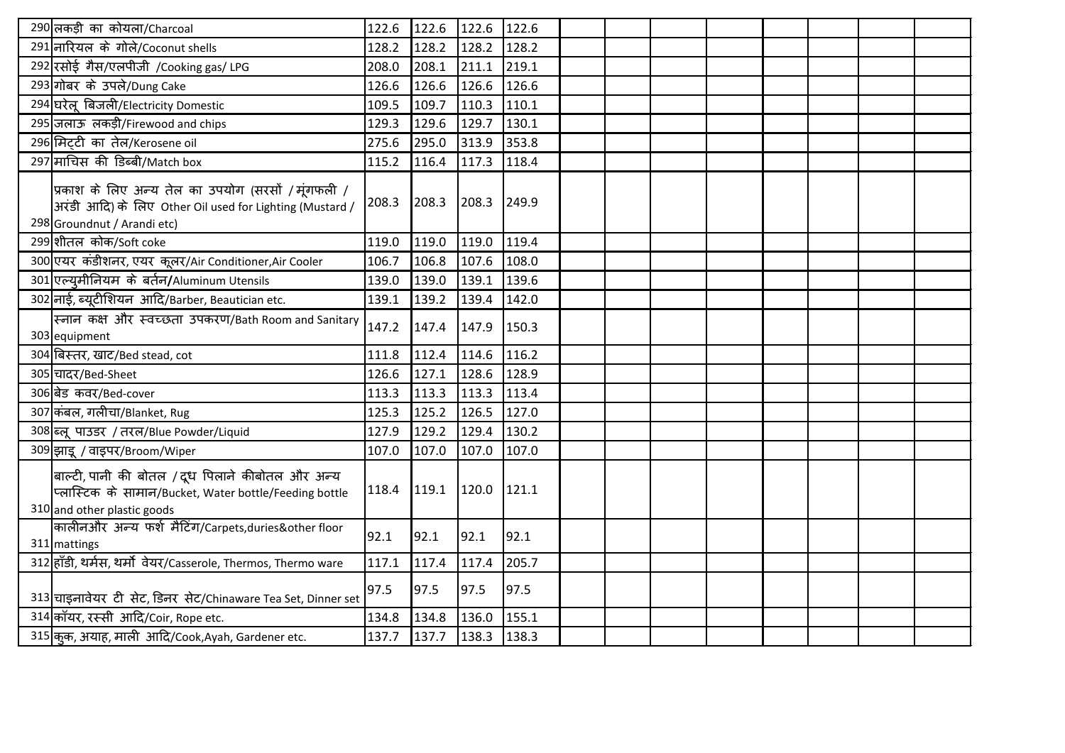| | | | | | | | | | | | | |
|---|---|---|---|---|---|---|---|---|---|---|---|---|
| 290 | लकड़ी का कोयला/Charcoal | 122.6 | 122.6 | 122.6 | 122.6 | | | | | | | |
| 291 | नारियल के गोले/Coconut shells | 128.2 | 128.2 | 128.2 | 128.2 | | | | | | | |
| 292 | रसोई गैस/एलपीजी /Cooking gas/ LPG | 208.0 | 208.1 | 211.1 | 219.1 | | | | | | | |
| 293 | गोबर के उपले/Dung Cake | 126.6 | 126.6 | 126.6 | 126.6 | | | | | | | |
| 294 | घरेलू बिजली/Electricity Domestic | 109.5 | 109.7 | 110.3 | 110.1 | | | | | | | |
| 295 | जलाऊ लकड़ी/Firewood and chips | 129.3 | 129.6 | 129.7 | 130.1 | | | | | | | |
| 296 | मिट्टी का तेल/Kerosene oil | 275.6 | 295.0 | 313.9 | 353.8 | | | | | | | |
| 297 | माचिस की डिब्बी/Match box | 115.2 | 116.4 | 117.3 | 118.4 | | | | | | | |
| 298 | प्रकाश के लिए अन्य तेल का उपयोग (सरसों / मूंगफली / अरंडी आदि) के लिए Other Oil used for Lighting (Mustard / Groundnut / Arandi etc) | 208.3 | 208.3 | 208.3 | 249.9 | | | | | | | |
| 299 | शीतल कोक/Soft coke | 119.0 | 119.0 | 119.0 | 119.4 | | | | | | | |
| 300 | एयर कंडीशनर, एयर कूलर/Air Conditioner,Air Cooler | 106.7 | 106.8 | 107.6 | 108.0 | | | | | | | |
| 301 | एल्युमीनियम के बर्तन/Aluminum Utensils | 139.0 | 139.0 | 139.1 | 139.6 | | | | | | | |
| 302 | नाई, ब्यूटीशियन आदि/Barber, Beautician etc. | 139.1 | 139.2 | 139.4 | 142.0 | | | | | | | |
| 303 | स्नान कक्ष और स्वच्छता उपकरण/Bath Room and Sanitary equipment | 147.2 | 147.4 | 147.9 | 150.3 | | | | | | | |
| 304 | बिस्तर, खाट/Bed stead, cot | 111.8 | 112.4 | 114.6 | 116.2 | | | | | | | |
| 305 | चादर/Bed-Sheet | 126.6 | 127.1 | 128.6 | 128.9 | | | | | | | |
| 306 | बेड कवर/Bed-cover | 113.3 | 113.3 | 113.3 | 113.4 | | | | | | | |
| 307 | कंबल, गलीचा/Blanket, Rug | 125.3 | 125.2 | 126.5 | 127.0 | | | | | | | |
| 308 | ब्लू पाउडर / तरल/Blue Powder/Liquid | 127.9 | 129.2 | 129.4 | 130.2 | | | | | | | |
| 309 | झाड़ू / वाइपर/Broom/Wiper | 107.0 | 107.0 | 107.0 | 107.0 | | | | | | | |
| 310 | बाल्टी, पानी की बोतल / दूध पिलाने कीबोतल और अन्य प्लास्टिक के सामान/Bucket, Water bottle/Feeding bottle and other plastic goods | 118.4 | 119.1 | 120.0 | 121.1 | | | | | | | |
| 311 | कालीनऔर अन्य फर्श मैटिंग/Carpets,duries&other floor mattings | 92.1 | 92.1 | 92.1 | 92.1 | | | | | | | |
| 312 | हाँडी, थर्मस, थर्मो वेयर/Casserole, Thermos, Thermo ware | 117.1 | 117.4 | 117.4 | 205.7 | | | | | | | |
| 313 | चाइनावेयर टी सेट, डिनर सेट/Chinaware Tea Set, Dinner set | 97.5 | 97.5 | 97.5 | 97.5 | | | | | | | |
| 314 | कॉयर, रस्सी आदि/Coir, Rope etc. | 134.8 | 134.8 | 136.0 | 155.1 | | | | | | | |
| 315 | कुक, अयाह, माली आदि/Cook,Ayah, Gardener etc. | 137.7 | 137.7 | 138.3 | 138.3 | | | | | | | |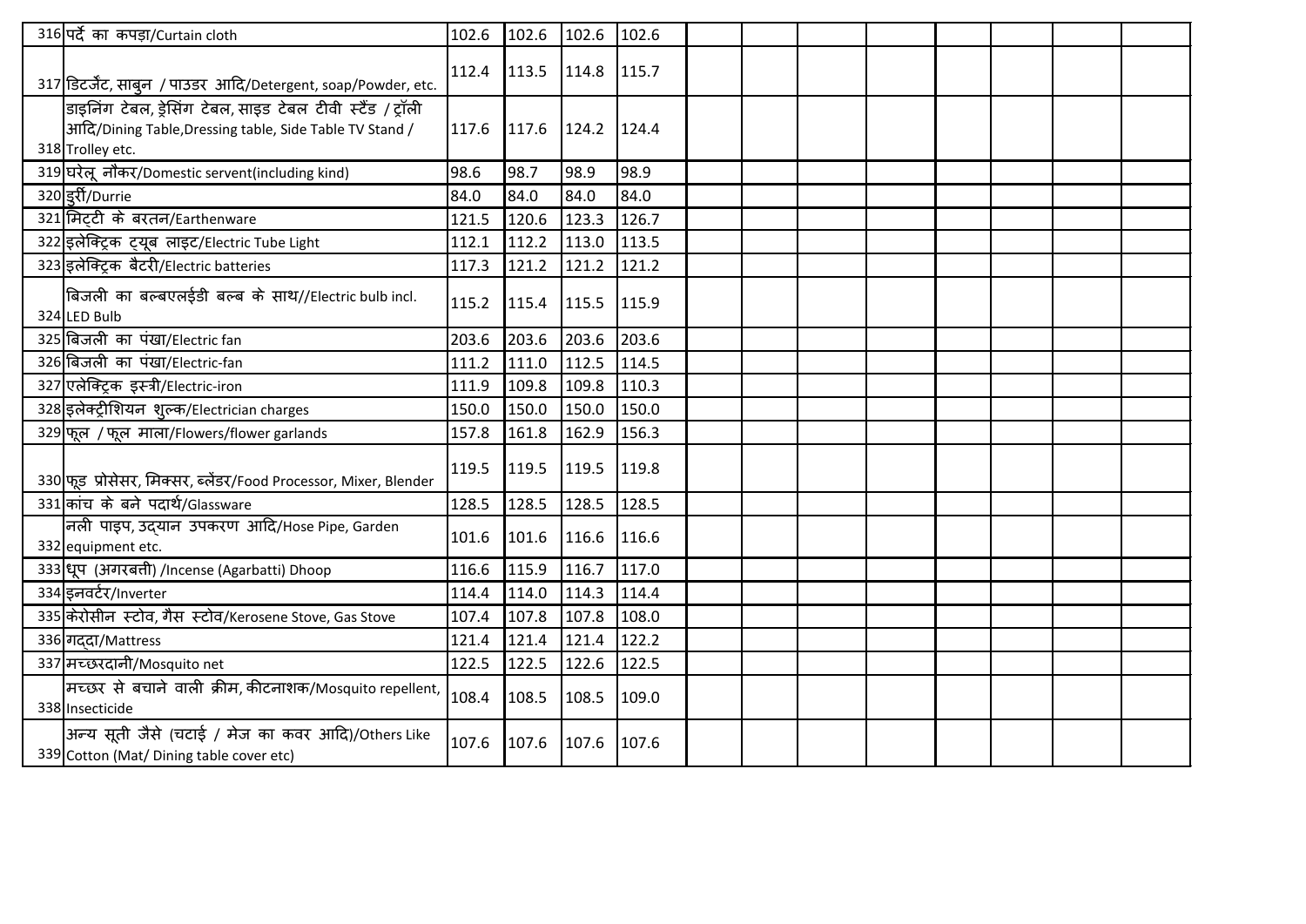| | | | | | | | | | | | | | |
|---|---|---|---|---|---|---|---|---|---|---|---|---|---|
| 316 | पर्दे का कपड़ा/Curtain cloth | 102.6 | 102.6 | 102.6 | 102.6 | | | | | | | | |
| 317 | डिटर्जेंट, साबुन / पाउडर आदि/Detergent, soap/Powder, etc. | 112.4 | 113.5 | 114.8 | 115.7 | | | | | | | | |
| 318 | डाइनिंग टेबल, ड्रेसिंग टेबल, साइड टेबल टीवी स्टैंड / ट्रॉली आदि/Dining Table,Dressing table, Side Table TV Stand / Trolley etc. | 117.6 | 117.6 | 124.2 | 124.4 | | | | | | | | |
| 319 | घरेलू नौकर/Domestic servent(including kind) | 98.6 | 98.7 | 98.9 | 98.9 | | | | | | | | |
| 320 | दुर्री/Durrie | 84.0 | 84.0 | 84.0 | 84.0 | | | | | | | | |
| 321 | मिट्टी के बरतन/Earthenware | 121.5 | 120.6 | 123.3 | 126.7 | | | | | | | | |
| 322 | इलेक्ट्रिक ट्यूब लाइट/Electric Tube Light | 112.1 | 112.2 | 113.0 | 113.5 | | | | | | | | |
| 323 | इलेक्ट्रिक बैटरी/Electric batteries | 117.3 | 121.2 | 121.2 | 121.2 | | | | | | | | |
| 324 | बिजली का बल्बएलईडी बल्ब के साथ//Electric bulb incl. LED Bulb | 115.2 | 115.4 | 115.5 | 115.9 | | | | | | | | |
| 325 | बिजली का पंखा/Electric fan | 203.6 | 203.6 | 203.6 | 203.6 | | | | | | | | |
| 326 | बिजली का पंखा/Electric-fan | 111.2 | 111.0 | 112.5 | 114.5 | | | | | | | | |
| 327 | एलेक्ट्रिक इस्त्री/Electric-iron | 111.9 | 109.8 | 109.8 | 110.3 | | | | | | | | |
| 328 | इलेक्ट्रीशियन शुल्क/Electrician charges | 150.0 | 150.0 | 150.0 | 150.0 | | | | | | | | |
| 329 | फूल / फूल माला/Flowers/flower garlands | 157.8 | 161.8 | 162.9 | 156.3 | | | | | | | | |
| 330 | फूड प्रोसेसर, मिक्सर, ब्लेंडर/Food Processor, Mixer, Blender | 119.5 | 119.5 | 119.5 | 119.8 | | | | | | | | |
| 331 | कांच के बने पदार्थ/Glassware | 128.5 | 128.5 | 128.5 | 128.5 | | | | | | | | |
| 332 | नली पाइप, उद्यान उपकरण आदि/Hose Pipe, Garden equipment etc. | 101.6 | 101.6 | 116.6 | 116.6 | | | | | | | | |
| 333 | धूप (अगरबत्ती) /Incense (Agarbatti) Dhoop | 116.6 | 115.9 | 116.7 | 117.0 | | | | | | | | |
| 334 | इनवर्टर/Inverter | 114.4 | 114.0 | 114.3 | 114.4 | | | | | | | | |
| 335 | केरोसीन स्टोव, गैस स्टोव/Kerosene Stove, Gas Stove | 107.4 | 107.8 | 107.8 | 108.0 | | | | | | | | |
| 336 | गद्दा/Mattress | 121.4 | 121.4 | 121.4 | 122.2 | | | | | | | | |
| 337 | मच्छरदानी/Mosquito net | 122.5 | 122.5 | 122.6 | 122.5 | | | | | | | | |
| 338 | मच्छर से बचाने वाली क्रीम, कीटनाशक/Mosquito repellent, Insecticide | 108.4 | 108.5 | 108.5 | 109.0 | | | | | | | | |
| 339 | अन्य सूती जैसे (चटाई / मेज का कवर आदि)/Others Like Cotton (Mat/ Dining table cover etc) | 107.6 | 107.6 | 107.6 | 107.6 | | | | | | | | |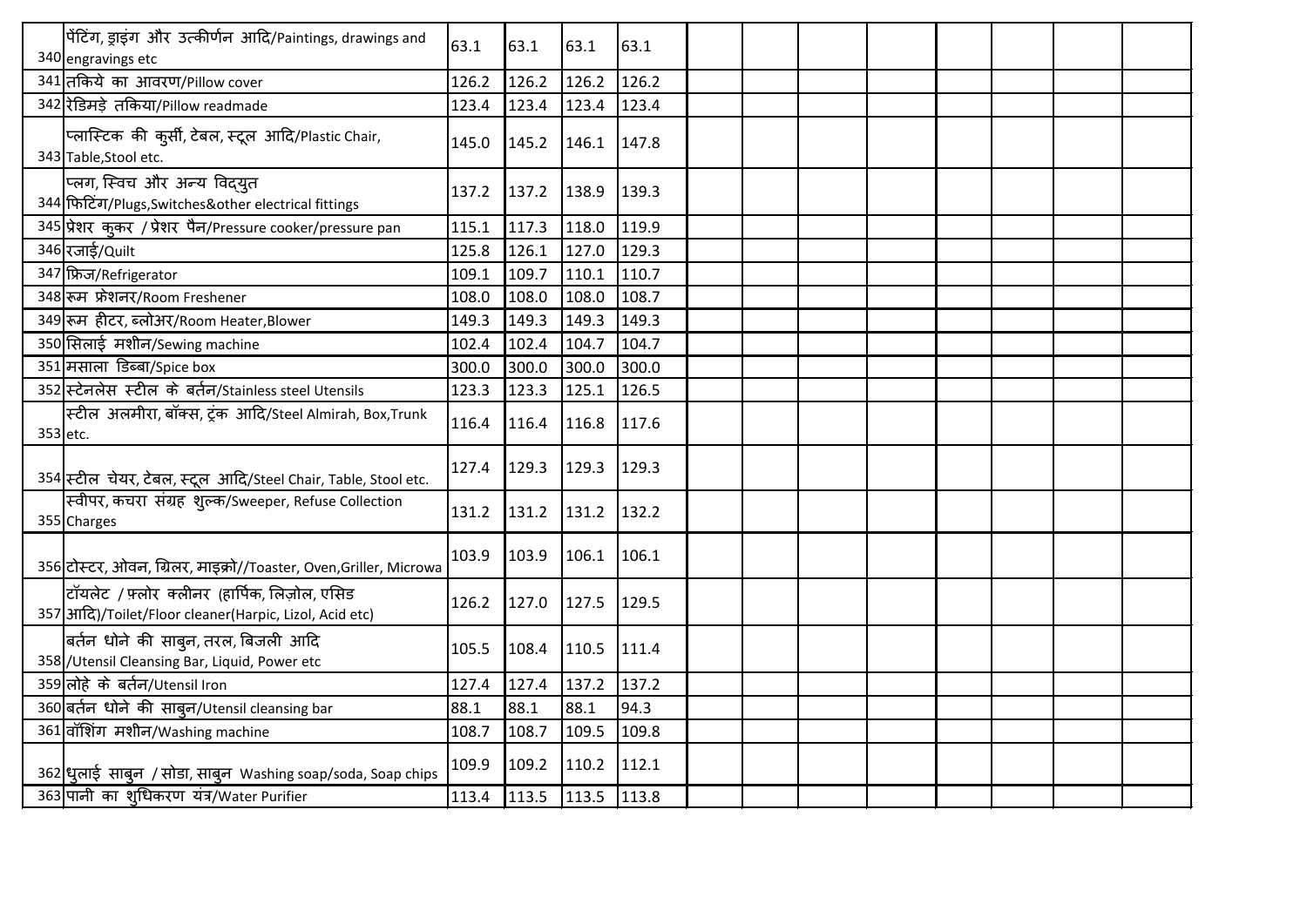| | | | | | | | | | | | | | |
|---|---|---|---|---|---|---|---|---|---|---|---|---|---|
| 340 | पेंटिंग, ड्राइंग और उत्कीर्णन आदि/Paintings, drawings and engravings etc | 63.1 | 63.1 | 63.1 | 63.1 | | | | | | | | |
| 341 | तकिये का आवरण/Pillow cover | 126.2 | 126.2 | 126.2 | 126.2 | | | | | | | | |
| 342 | रेडिमड़े तकिया/Pillow readmade | 123.4 | 123.4 | 123.4 | 123.4 | | | | | | | | |
| 343 | प्लास्टिक की कुर्सी, टेबल, स्टूल आदि/Plastic Chair, Table,Stool etc. | 145.0 | 145.2 | 146.1 | 147.8 | | | | | | | | |
| 344 | प्लग, स्विच और अन्य विद्युत फिटिंग/Plugs,Switches&other electrical fittings | 137.2 | 137.2 | 138.9 | 139.3 | | | | | | | | |
| 345 | प्रेशर कुकर / प्रेशर पैन/Pressure cooker/pressure pan | 115.1 | 117.3 | 118.0 | 119.9 | | | | | | | | |
| 346 | रजाई/Quilt | 125.8 | 126.1 | 127.0 | 129.3 | | | | | | | | |
| 347 | फ्रिज/Refrigerator | 109.1 | 109.7 | 110.1 | 110.7 | | | | | | | | |
| 348 | रूम फ्रेशनर/Room Freshener | 108.0 | 108.0 | 108.0 | 108.7 | | | | | | | | |
| 349 | रूम हीटर, ब्लोअर/Room Heater,Blower | 149.3 | 149.3 | 149.3 | 149.3 | | | | | | | | |
| 350 | सिलाई मशीन/Sewing machine | 102.4 | 102.4 | 104.7 | 104.7 | | | | | | | | |
| 351 | मसाला डिब्बा/Spice box | 300.0 | 300.0 | 300.0 | 300.0 | | | | | | | | |
| 352 | स्टेनलेस स्टील के बर्तन/Stainless steel Utensils | 123.3 | 123.3 | 125.1 | 126.5 | | | | | | | | |
| 353 | स्टील अलमीरा, बॉक्स, ट्रंक आदि/Steel Almirah, Box,Trunk etc. | 116.4 | 116.4 | 116.8 | 117.6 | | | | | | | | |
| 354 | स्टील चेयर, टेबल, स्टूल आदि/Steel Chair, Table, Stool etc. | 127.4 | 129.3 | 129.3 | 129.3 | | | | | | | | |
| 355 | स्वीपर, कचरा संग्रह शुल्क/Sweeper, Refuse Collection Charges | 131.2 | 131.2 | 131.2 | 132.2 | | | | | | | | |
| 356 | टोस्टर, ओवन, ग्रिलर, माइक्रो//Toaster, Oven,Griller, Microwa | 103.9 | 103.9 | 106.1 | 106.1 | | | | | | | | |
| 357 | टॉयलेट / फ़्लोर क्लीनर (हार्पिक, लिज़ोल, एसिड आदि)/Toilet/Floor cleaner(Harpic, Lizol, Acid etc) | 126.2 | 127.0 | 127.5 | 129.5 | | | | | | | | |
| 358 | बर्तन धोने की साबुन, तरल, बिजली आदि /Utensil Cleansing Bar, Liquid, Power etc | 105.5 | 108.4 | 110.5 | 111.4 | | | | | | | | |
| 359 | लोहे के बर्तन/Utensil Iron | 127.4 | 127.4 | 137.2 | 137.2 | | | | | | | | |
| 360 | बर्तन धोने की साबुन/Utensil cleansing bar | 88.1 | 88.1 | 88.1 | 94.3 | | | | | | | | |
| 361 | वॉशिंग मशीन/Washing machine | 108.7 | 108.7 | 109.5 | 109.8 | | | | | | | | |
| 362 | धुलाई साबुन / सोडा, साबुन Washing soap/soda, Soap chips | 109.9 | 109.2 | 110.2 | 112.1 | | | | | | | | |
| 363 | पानी का शुधिकरण यंत्र/Water Purifier | 113.4 | 113.5 | 113.5 | 113.8 | | | | | | | | |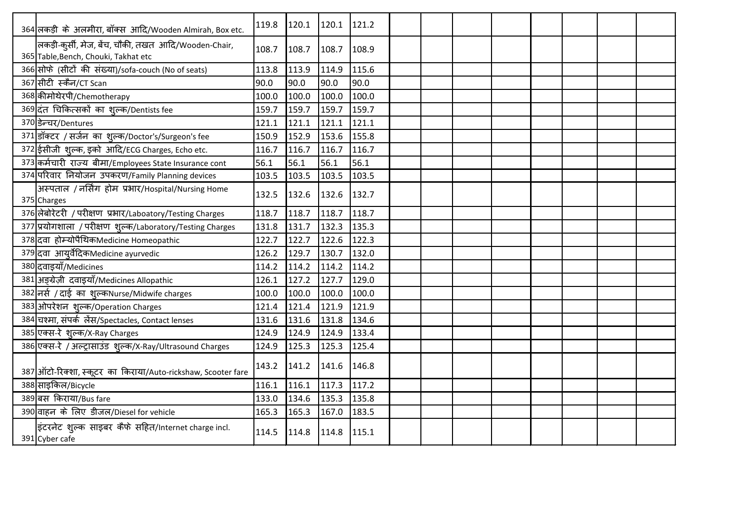| | | | | | | | | | | | | | |
|---|---|---|---|---|---|---|---|---|---|---|---|---|---|
| 364 | लकड़ी के अलमीरा, बॉक्स आदि/Wooden Almirah, Box etc. | 119.8 | 120.1 | 120.1 | 121.2 | | | | | | | | |
| 365 | लकड़ी-कुर्सी, मेज, बेंच, चौकी, तखत आदि/Wooden-Chair, Table,Bench, Chouki, Takhat etc | 108.7 | 108.7 | 108.7 | 108.9 | | | | | | | | |
| 366 | सोफे (सीटों की संख्या)/sofa-couch (No of seats) | 113.8 | 113.9 | 114.9 | 115.6 | | | | | | | | |
| 367 | सीटी स्कैन/CT Scan | 90.0 | 90.0 | 90.0 | 90.0 | | | | | | | | |
| 368 | कीमोथेरपी/Chemotherapy | 100.0 | 100.0 | 100.0 | 100.0 | | | | | | | | |
| 369 | दंत चिकित्सकों का शुल्क/Dentists fee | 159.7 | 159.7 | 159.7 | 159.7 | | | | | | | | |
| 370 | डेन्चर/Dentures | 121.1 | 121.1 | 121.1 | 121.1 | | | | | | | | |
| 371 | डॉक्टर / सर्जन का शुल्क/Doctor's/Surgeon's fee | 150.9 | 152.9 | 153.6 | 155.8 | | | | | | | | |
| 372 | ईसीजी शुल्क, इको आदि/ECG Charges, Echo etc. | 116.7 | 116.7 | 116.7 | 116.7 | | | | | | | | |
| 373 | कर्मचारी राज्य बीमा/Employees State Insurance cont | 56.1 | 56.1 | 56.1 | 56.1 | | | | | | | | |
| 374 | परिवार नियोजन उपकरण/Family Planning devices | 103.5 | 103.5 | 103.5 | 103.5 | | | | | | | | |
| 375 | अस्पताल / नर्सिंग होम प्रभार/Hospital/Nursing Home Charges | 132.5 | 132.6 | 132.6 | 132.7 | | | | | | | | |
| 376 | लेबोरेटरी / परीक्षण प्रभार/Laboatory/Testing Charges | 118.7 | 118.7 | 118.7 | 118.7 | | | | | | | | |
| 377 | प्रयोगशाला / परीक्षण शुल्क/Laboratory/Testing Charges | 131.8 | 131.7 | 132.3 | 135.3 | | | | | | | | |
| 378 | दवा होम्योपैथिकMedicine Homeopathic | 122.7 | 122.7 | 122.6 | 122.3 | | | | | | | | |
| 379 | दवा आयुर्वेदिकMedicine ayurvedic | 126.2 | 129.7 | 130.7 | 132.0 | | | | | | | | |
| 380 | दवाइयाँ/Medicines | 114.2 | 114.2 | 114.2 | 114.2 | | | | | | | | |
| 381 | अङ्ग्रेज़ी दवाइयाँ/Medicines Allopathic | 126.1 | 127.2 | 127.7 | 129.0 | | | | | | | | |
| 382 | नर्स / दाई का शुल्कNurse/Midwife charges | 100.0 | 100.0 | 100.0 | 100.0 | | | | | | | | |
| 383 | ओपरेशन शुल्क/Operation Charges | 121.4 | 121.4 | 121.9 | 121.9 | | | | | | | | |
| 384 | चश्मा, संपर्क लेंस/Spectacles, Contact lenses | 131.6 | 131.6 | 131.8 | 134.6 | | | | | | | | |
| 385 | एक्स-रे शुल्क/X-Ray Charges | 124.9 | 124.9 | 124.9 | 133.4 | | | | | | | | |
| 386 | एक्स-रे / अल्ट्रासाउंड शुल्क/X-Ray/Ultrasound Charges | 124.9 | 125.3 | 125.3 | 125.4 | | | | | | | | |
| 387 | ऑटो-रिक्शा, स्कूटर का किराया/Auto-rickshaw, Scooter fare | 143.2 | 141.2 | 141.6 | 146.8 | | | | | | | | |
| 388 | साइकिल/Bicycle | 116.1 | 116.1 | 117.3 | 117.2 | | | | | | | | |
| 389 | बस किराया/Bus fare | 133.0 | 134.6 | 135.3 | 135.8 | | | | | | | | |
| 390 | वाहन के लिए डीजल/Diesel for vehicle | 165.3 | 165.3 | 167.0 | 183.5 | | | | | | | | |
| 391 | इंटरनेट शुल्क साइबर कैफे सहित/Internet charge incl. Cyber cafe | 114.5 | 114.8 | 114.8 | 115.1 | | | | | | | | |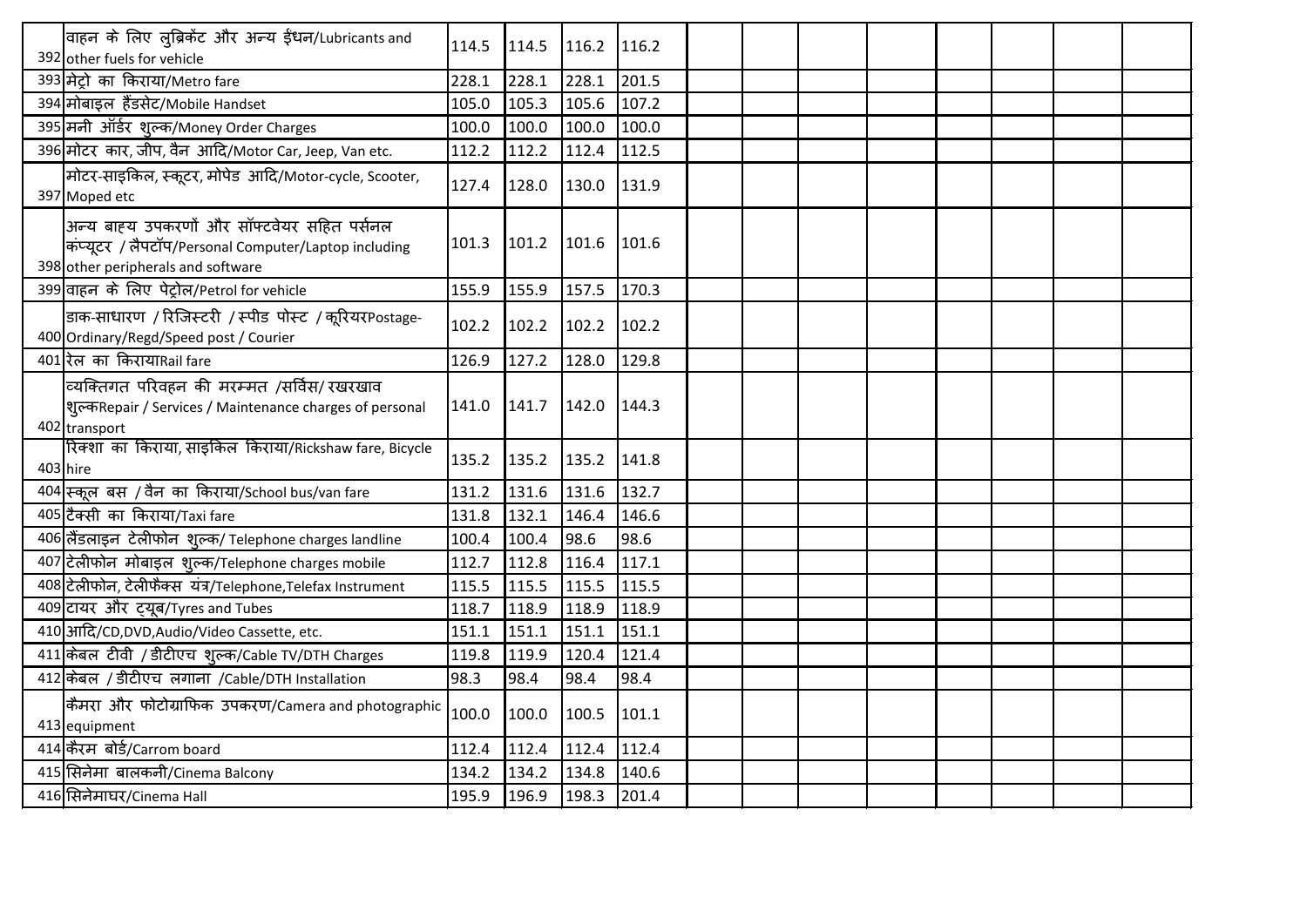| | | | | | | | | | | | | | |
|---|---|---|---|---|---|---|---|---|---|---|---|---|---|
| 392 | वाहन के लिए लुब्रिकेंट और अन्य ईंधन/Lubricants and other fuels for vehicle | 114.5 | 114.5 | 116.2 | 116.2 | | | | | | | | |
| 393 | मेट्रो का किराया/Metro fare | 228.1 | 228.1 | 228.1 | 201.5 | | | | | | | | |
| 394 | मोबाइल हैंडसेट/Mobile Handset | 105.0 | 105.3 | 105.6 | 107.2 | | | | | | | | |
| 395 | मनी ऑर्डर शुल्क/Money Order Charges | 100.0 | 100.0 | 100.0 | 100.0 | | | | | | | | |
| 396 | मोटर कार, जीप, वैन आदि/Motor Car, Jeep, Van etc. | 112.2 | 112.2 | 112.4 | 112.5 | | | | | | | | |
| 397 | मोटर-साइकिल, स्कूटर, मोपेड आदि/Motor-cycle, Scooter, Moped etc | 127.4 | 128.0 | 130.0 | 131.9 | | | | | | | | |
| 398 | अन्य बाहय उपकरणों और सॉफ्टवेयर सहित पर्सनल कंप्यूटर / लैपटॉप/Personal Computer/Laptop including other peripherals and software | 101.3 | 101.2 | 101.6 | 101.6 | | | | | | | | |
| 399 | वाहन के लिए पेट्रोल/Petrol for vehicle | 155.9 | 155.9 | 157.5 | 170.3 | | | | | | | | |
| 400 | डाक-साधारण / रिजिस्टरी / स्पीड पोस्ट / कूरियरPostage-Ordinary/Regd/Speed post / Courier | 102.2 | 102.2 | 102.2 | 102.2 | | | | | | | | |
| 401 | रेल का किरायाRail fare | 126.9 | 127.2 | 128.0 | 129.8 | | | | | | | | |
| 402 | व्यक्तिगत परिवहन की मरम्मत /सर्विस/ रखरखाव शुल्कRepair / Services / Maintenance charges of personal transport | 141.0 | 141.7 | 142.0 | 144.3 | | | | | | | | |
| 403 | रिक्शा का किराया, साइकिल किराया/Rickshaw fare, Bicycle hire | 135.2 | 135.2 | 135.2 | 141.8 | | | | | | | | |
| 404 | स्कूल बस / वैन का किराया/School bus/van fare | 131.2 | 131.6 | 131.6 | 132.7 | | | | | | | | |
| 405 | टैक्सी का किराया/Taxi fare | 131.8 | 132.1 | 146.4 | 146.6 | | | | | | | | |
| 406 | लैंडलाइन टेलीफोन शुल्क/ Telephone charges landline | 100.4 | 100.4 | 98.6 | 98.6 | | | | | | | | |
| 407 | टेलीफोन मोबाइल शुल्क/Telephone charges mobile | 112.7 | 112.8 | 116.4 | 117.1 | | | | | | | | |
| 408 | टेलीफोन, टेलीफैक्स यंत्र/Telephone,Telefax Instrument | 115.5 | 115.5 | 115.5 | 115.5 | | | | | | | | |
| 409 | टायर और ट्यूब/Tyres and Tubes | 118.7 | 118.9 | 118.9 | 118.9 | | | | | | | | |
| 410 | आदि/CD,DVD,Audio/Video Cassette, etc. | 151.1 | 151.1 | 151.1 | 151.1 | | | | | | | | |
| 411 | केबल टीवी / डीटीएच शुल्क/Cable TV/DTH Charges | 119.8 | 119.9 | 120.4 | 121.4 | | | | | | | | |
| 412 | केबल / डीटीएच लगाना /Cable/DTH Installation | 98.3 | 98.4 | 98.4 | 98.4 | | | | | | | | |
| 413 | कैमरा और फोटोग्राफिक उपकरण/Camera and photographic equipment | 100.0 | 100.0 | 100.5 | 101.1 | | | | | | | | |
| 414 | कैरम बोर्ड/Carrom board | 112.4 | 112.4 | 112.4 | 112.4 | | | | | | | | |
| 415 | सिनेमा बालकनी/Cinema Balcony | 134.2 | 134.2 | 134.8 | 140.6 | | | | | | | | |
| 416 | सिनेमाघर/Cinema Hall | 195.9 | 196.9 | 198.3 | 201.4 | | | | | | | | |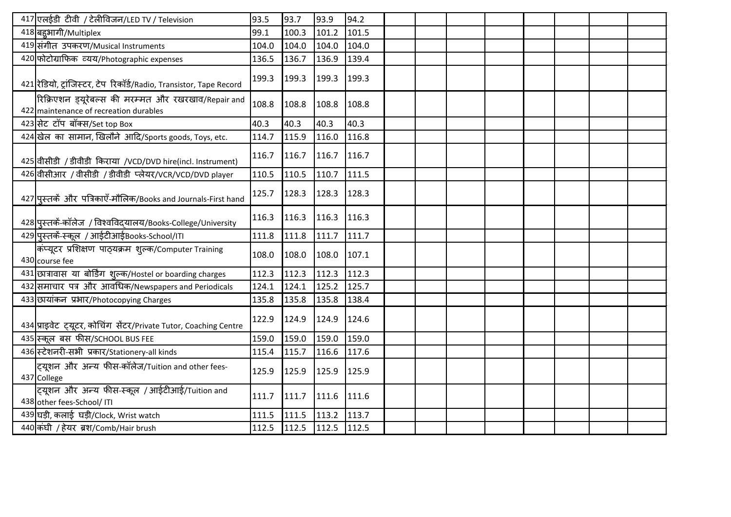| 417 | एलईडी टीवी / टेलीविजन/LED TV / Television | 93.5 | 93.7 | 93.9 | 94.2 | | | | | | | | |
|---|---|---|---|---|---|---|---|---|---|---|---|---|---|
| 418 | बहुभागी/Multiplex | 99.1 | 100.3 | 101.2 | 101.5 | | | | | | | | |
| 419 | संगीत उपकरण/Musical Instruments | 104.0 | 104.0 | 104.0 | 104.0 | | | | | | | | |
| 420 | फोटोग्राफिक व्यय/Photographic expenses | 136.5 | 136.7 | 136.9 | 139.4 | | | | | | | | |
| 421 | रेडियो, ट्रांजिस्टर, टेप रिकॉर्ड/Radio, Transistor, Tape Record | 199.3 | 199.3 | 199.3 | 199.3 | | | | | | | | |
| 422 | रिक्रिएशन ड्यूरेबल्स की मरम्मत और रखरखाव/Repair and maintenance of recreation durables | 108.8 | 108.8 | 108.8 | 108.8 | | | | | | | | |
| 423 | सेट टॉप बॉक्स/Set top Box | 40.3 | 40.3 | 40.3 | 40.3 | | | | | | | | |
| 424 | खेल का सामान, खिलौने आदि/Sports goods, Toys, etc. | 114.7 | 115.9 | 116.0 | 116.8 | | | | | | | | |
| 425 | वीसीडी / डीवीडी किराया /VCD/DVD hire(incl. Instrument) | 116.7 | 116.7 | 116.7 | 116.7 | | | | | | | | |
| 426 | वीसीआर / वीसीडी / डीवीडी प्लेयर/VCR/VCD/DVD player | 110.5 | 110.5 | 110.7 | 111.5 | | | | | | | | |
| 427 | पुस्तकें और पत्रिकाएँ-मौलिक/Books and Journals-First hand | 125.7 | 128.3 | 128.3 | 128.3 | | | | | | | | |
| 428 | पुस्तकें-कॉलेज / विश्वविद्यालय/Books-College/University | 116.3 | 116.3 | 116.3 | 116.3 | | | | | | | | |
| 429 | पुस्तकें-स्कूल / आईटीआईBooks-School/ITI | 111.8 | 111.8 | 111.7 | 111.7 | | | | | | | | |
| 430 | कंप्यूटर प्रशिक्षण पाठ्यक्रम शुल्क/Computer Training course fee | 108.0 | 108.0 | 108.0 | 107.1 | | | | | | | | |
| 431 | छात्रावास या बोर्डिंग शुल्क/Hostel or boarding charges | 112.3 | 112.3 | 112.3 | 112.3 | | | | | | | | |
| 432 | समाचार पत्र और आवधिक/Newspapers and Periodicals | 124.1 | 124.1 | 125.2 | 125.7 | | | | | | | | |
| 433 | छायांकन प्रभार/Photocopying Charges | 135.8 | 135.8 | 135.8 | 138.4 | | | | | | | | |
| 434 | प्राइवेट ट्यूटर, कोचिंग सेंटर/Private Tutor, Coaching Centre | 122.9 | 124.9 | 124.9 | 124.6 | | | | | | | | |
| 435 | स्कूल बस फीस/SCHOOL BUS FEE | 159.0 | 159.0 | 159.0 | 159.0 | | | | | | | | |
| 436 | स्टेशनरी-सभी प्रकार/Stationery-all kinds | 115.4 | 115.7 | 116.6 | 117.6 | | | | | | | | |
| 437 | ट्यूशन और अन्य फीस-कॉलेज/Tuition and other fees-College | 125.9 | 125.9 | 125.9 | 125.9 | | | | | | | | |
| 438 | ट्यूशन और अन्य फीस-स्कूल / आईटीआई/Tuition and other fees-School/ ITI | 111.7 | 111.7 | 111.6 | 111.6 | | | | | | | | |
| 439 | घड़ी, कलाई घड़ी/Clock, Wrist watch | 111.5 | 111.5 | 113.2 | 113.7 | | | | | | | | |
| 440 | कंघी / हेयर ब्रश/Comb/Hair brush | 112.5 | 112.5 | 112.5 | 112.5 | | | | | | | | |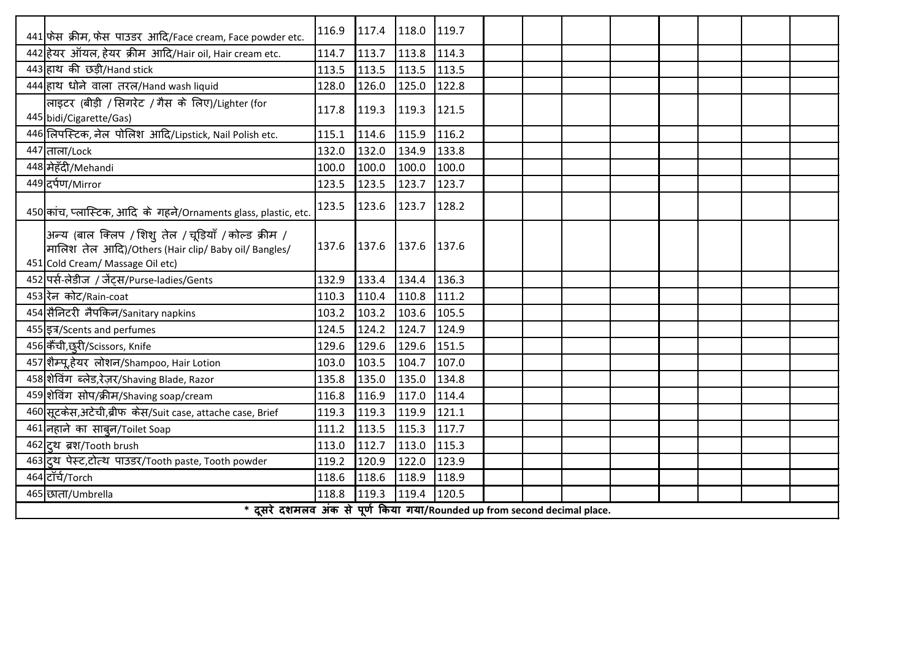| | | | | | | | | | | | | | |
|---|---|---|---|---|---|---|---|---|---|---|---|---|---|
| 441 | फेस क्रीम, फेस पाउडर आदि/Face cream, Face powder etc. | 116.9 | 117.4 | 118.0 | 119.7 | | | | | | | | |
| 442 | हेयर ऑयल, हेयर क्रीम आदि/Hair oil, Hair cream etc. | 114.7 | 113.7 | 113.8 | 114.3 | | | | | | | | |
| 443 | हाथ की छड़ी/Hand stick | 113.5 | 113.5 | 113.5 | 113.5 | | | | | | | | |
| 444 | हाथ धोने वाला तरल/Hand wash liquid | 128.0 | 126.0 | 125.0 | 122.8 | | | | | | | | |
| 445 | लाइटर (बीड़ी / सिगरेट / गैस के लिए)/Lighter (for bidi/Cigarette/Gas) | 117.8 | 119.3 | 119.3 | 121.5 | | | | | | | | |
| 446 | लिपस्टिक, नेल पोलिश आदि/Lipstick, Nail Polish etc. | 115.1 | 114.6 | 115.9 | 116.2 | | | | | | | | |
| 447 | ताला/Lock | 132.0 | 132.0 | 134.9 | 133.8 | | | | | | | | |
| 448 | मेहँदी/Mehandi | 100.0 | 100.0 | 100.0 | 100.0 | | | | | | | | |
| 449 | दर्पण/Mirror | 123.5 | 123.5 | 123.7 | 123.7 | | | | | | | | |
| 450 | कांच, प्लास्टिक, आदि के गहने/Ornaments glass, plastic, etc. | 123.5 | 123.6 | 123.7 | 128.2 | | | | | | | | |
| 451 | अन्य (बाल क्लिप / शिशु तेल / चूड़ियाँ / कोल्ड क्रीम / मालिश तेल आदि)/Others (Hair clip/ Baby oil/ Bangles/ Cold Cream/ Massage Oil etc) | 137.6 | 137.6 | 137.6 | 137.6 | | | | | | | | |
| 452 | पर्स-लेडीज / जेंट्स/Purse-ladies/Gents | 132.9 | 133.4 | 134.4 | 136.3 | | | | | | | | |
| 453 | रेन कोट/Rain-coat | 110.3 | 110.4 | 110.8 | 111.2 | | | | | | | | |
| 454 | सैनिटरी नैपकिन/Sanitary napkins | 103.2 | 103.2 | 103.6 | 105.5 | | | | | | | | |
| 455 | इत्र/Scents and perfumes | 124.5 | 124.2 | 124.7 | 124.9 | | | | | | | | |
| 456 | कैंची,छुरी/Scissors, Knife | 129.6 | 129.6 | 129.6 | 151.5 | | | | | | | | |
| 457 | शैम्पू,हेयर लोशन/Shampoo, Hair Lotion | 103.0 | 103.5 | 104.7 | 107.0 | | | | | | | | |
| 458 | शेविंग ब्लेड,रेज़र/Shaving Blade, Razor | 135.8 | 135.0 | 135.0 | 134.8 | | | | | | | | |
| 459 | शेविंग सोप/क्रीम/Shaving soap/cream | 116.8 | 116.9 | 117.0 | 114.4 | | | | | | | | |
| 460 | सूटकेस,अटेची,ब्रीफ केस/Suit case, attache case, Brief | 119.3 | 119.3 | 119.9 | 121.1 | | | | | | | | |
| 461 | नहाने का साबुन/Toilet Soap | 111.2 | 113.5 | 115.3 | 117.7 | | | | | | | | |
| 462 | टुथ ब्रश/Tooth brush | 113.0 | 112.7 | 113.0 | 115.3 | | | | | | | | |
| 463 | टुथ पेस्ट,टोत्थ पाउडर/Tooth paste, Tooth powder | 119.2 | 120.9 | 122.0 | 123.9 | | | | | | | | |
| 464 | टॉर्च/Torch | 118.6 | 118.6 | 118.9 | 118.9 | | | | | | | | |
| 465 | छाता/Umbrella | 118.8 | 119.3 | 119.4 | 120.5 | | | | | | | | |

**\* दूसरे दशमलव अंक से पूर्ण किया गया/Rounded up from second decimal place.**